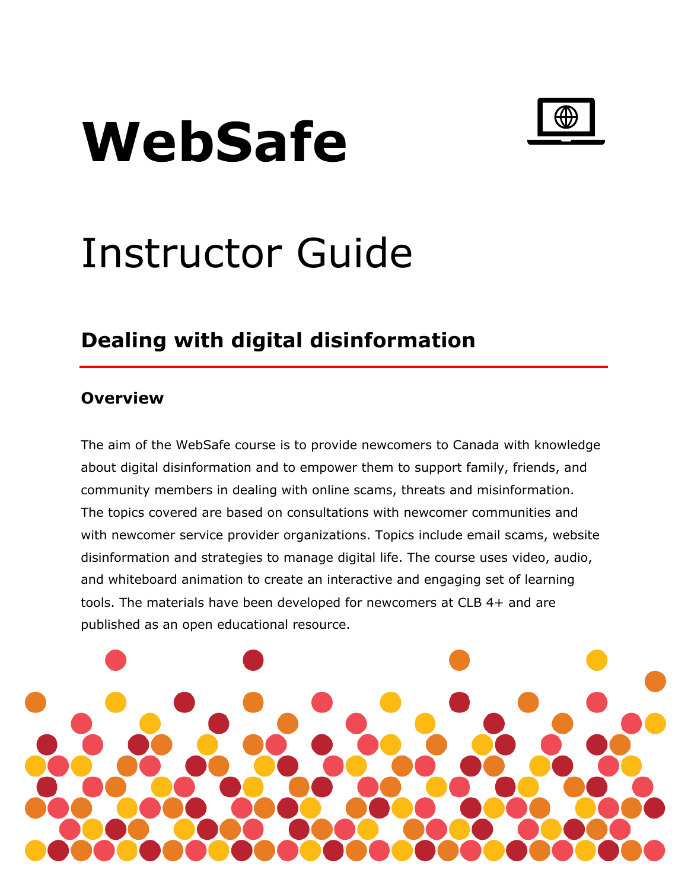# WebSafe

# Instructor Guide

## Dealing with digital disinformation

### Overview

The aim of the WebSafe course is to provide newcomers to Canada with knowledge about digital disinformation and to empower them to support family, friends, and community members in dealing with online scams, threats and misinformation. The topics covered are based on consultations with newcomer communities and with newcomer service provider organizations. Topics include email scams, website disinformation and strategies to manage digital life. The course uses video, audio, and whiteboard animation to create an interactive and engaging set of learning tools. The materials have been developed for newcomers at CLB 4+ and are published as an open educational resource.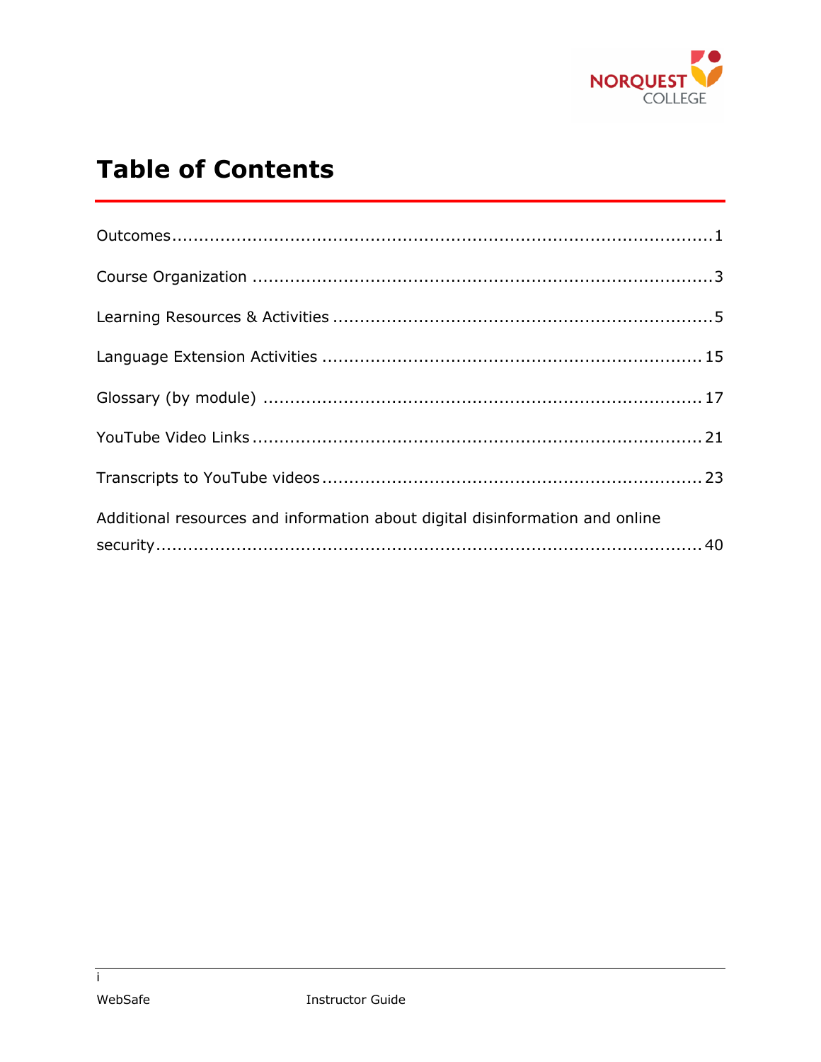# Table of Contents

Outcomes ........................................................................................ 1

Course Organization ........................................................................ 3

Learning Resources & Activities ......................................................... 5

Language Extension Activities ......................................................... 15

Glossary (by module) ..................................................................... 17

YouTube Video Links ...................................................................... 21

Transcripts to YouTube videos ......................................................... 23

Additional resources and information about digital disinformation and online security ........................................................................................ 40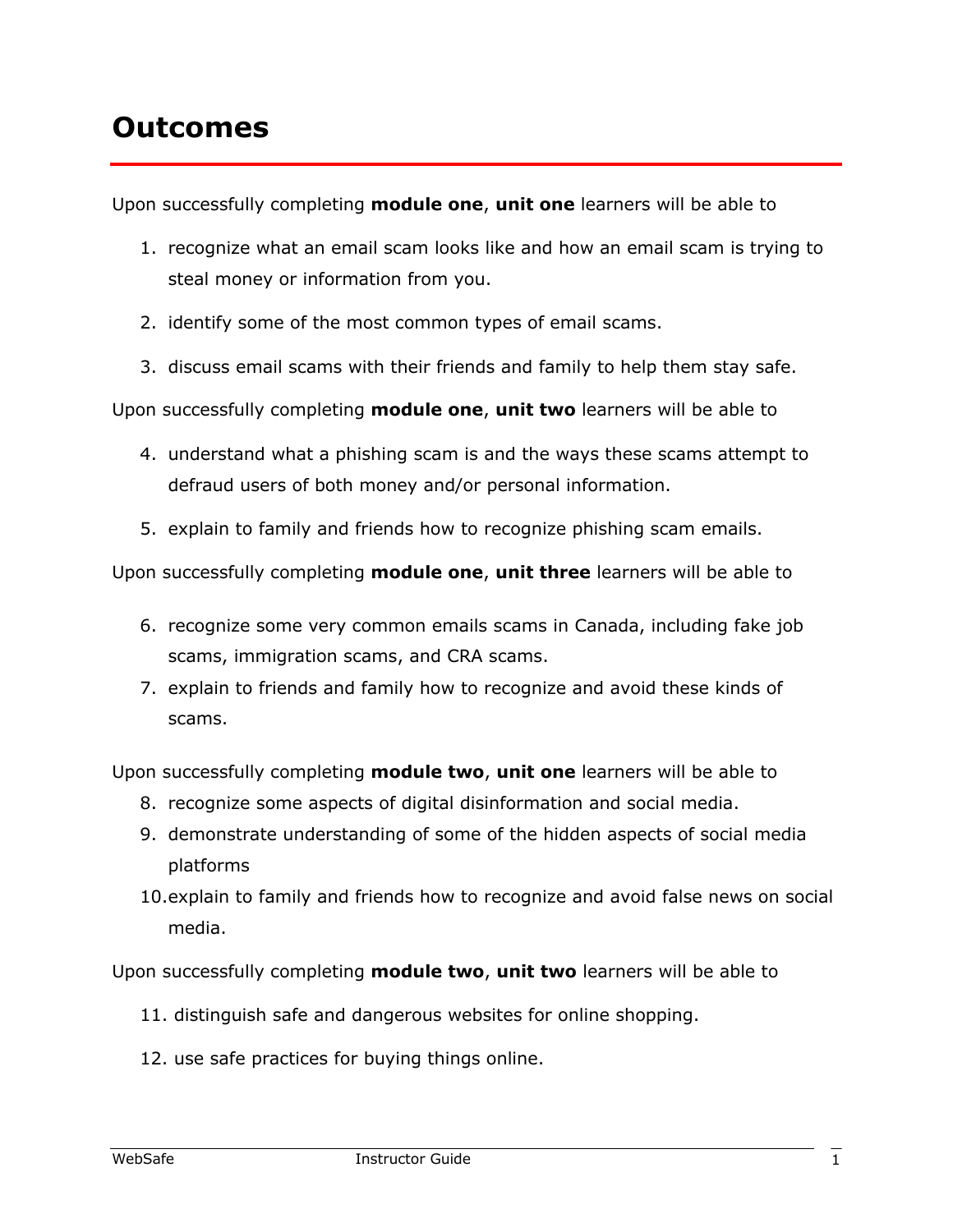# Outcomes

Upon successfully completing **module one**, **unit one** learners will be able to

1. recognize what an email scam looks like and how an email scam is trying to steal money or information from you.
2. identify some of the most common types of email scams.
3. discuss email scams with their friends and family to help them stay safe.

Upon successfully completing **module one**, **unit two** learners will be able to

4. understand what a phishing scam is and the ways these scams attempt to defraud users of both money and/or personal information.
5. explain to family and friends how to recognize phishing scam emails.

Upon successfully completing **module one**, **unit three** learners will be able to

6. recognize some very common emails scams in Canada, including fake job scams, immigration scams, and CRA scams.
7. explain to friends and family how to recognize and avoid these kinds of scams.

Upon successfully completing **module two**, **unit one** learners will be able to

8. recognize some aspects of digital disinformation and social media.
9. demonstrate understanding of some of the hidden aspects of social media platforms
10. explain to family and friends how to recognize and avoid false news on social media.

Upon successfully completing **module two**, **unit two** learners will be able to

11. distinguish safe and dangerous websites for online shopping.
12. use safe practices for buying things online.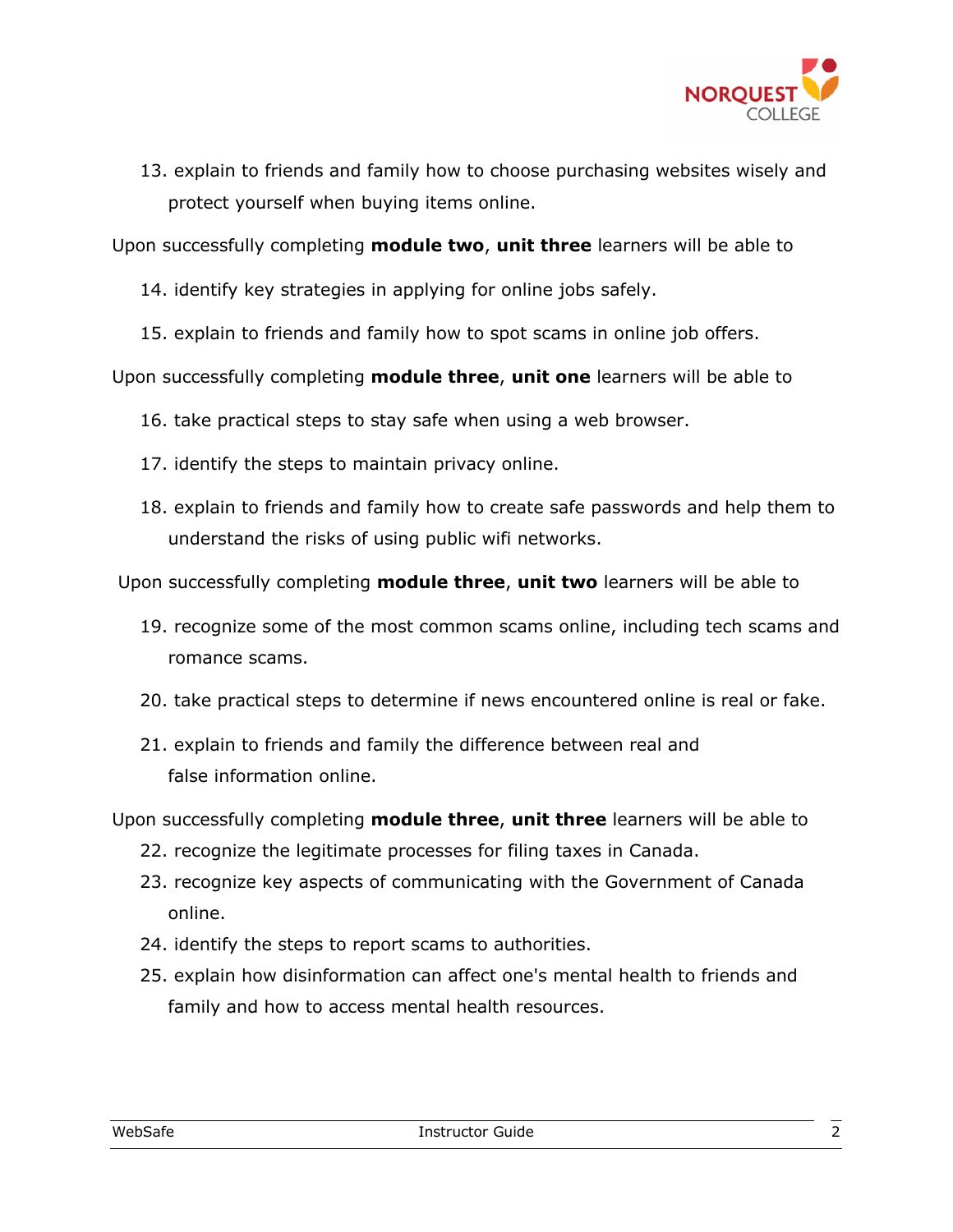13. explain to friends and family how to choose purchasing websites wisely and protect yourself when buying items online.

Upon successfully completing **module two**, **unit three** learners will be able to

14. identify key strategies in applying for online jobs safely.
15. explain to friends and family how to spot scams in online job offers.

Upon successfully completing **module three**, **unit one** learners will be able to

16. take practical steps to stay safe when using a web browser.
17. identify the steps to maintain privacy online.
18. explain to friends and family how to create safe passwords and help them to understand the risks of using public wifi networks.

Upon successfully completing **module three**, **unit two** learners will be able to

19. recognize some of the most common scams online, including tech scams and romance scams.
20. take practical steps to determine if news encountered online is real or fake.
21. explain to friends and family the difference between real and false information online.

Upon successfully completing **module three**, **unit three** learners will be able to

22. recognize the legitimate processes for filing taxes in Canada.
23. recognize key aspects of communicating with the Government of Canada online.
24. identify the steps to report scams to authorities.
25. explain how disinformation can affect one's mental health to friends and family and how to access mental health resources.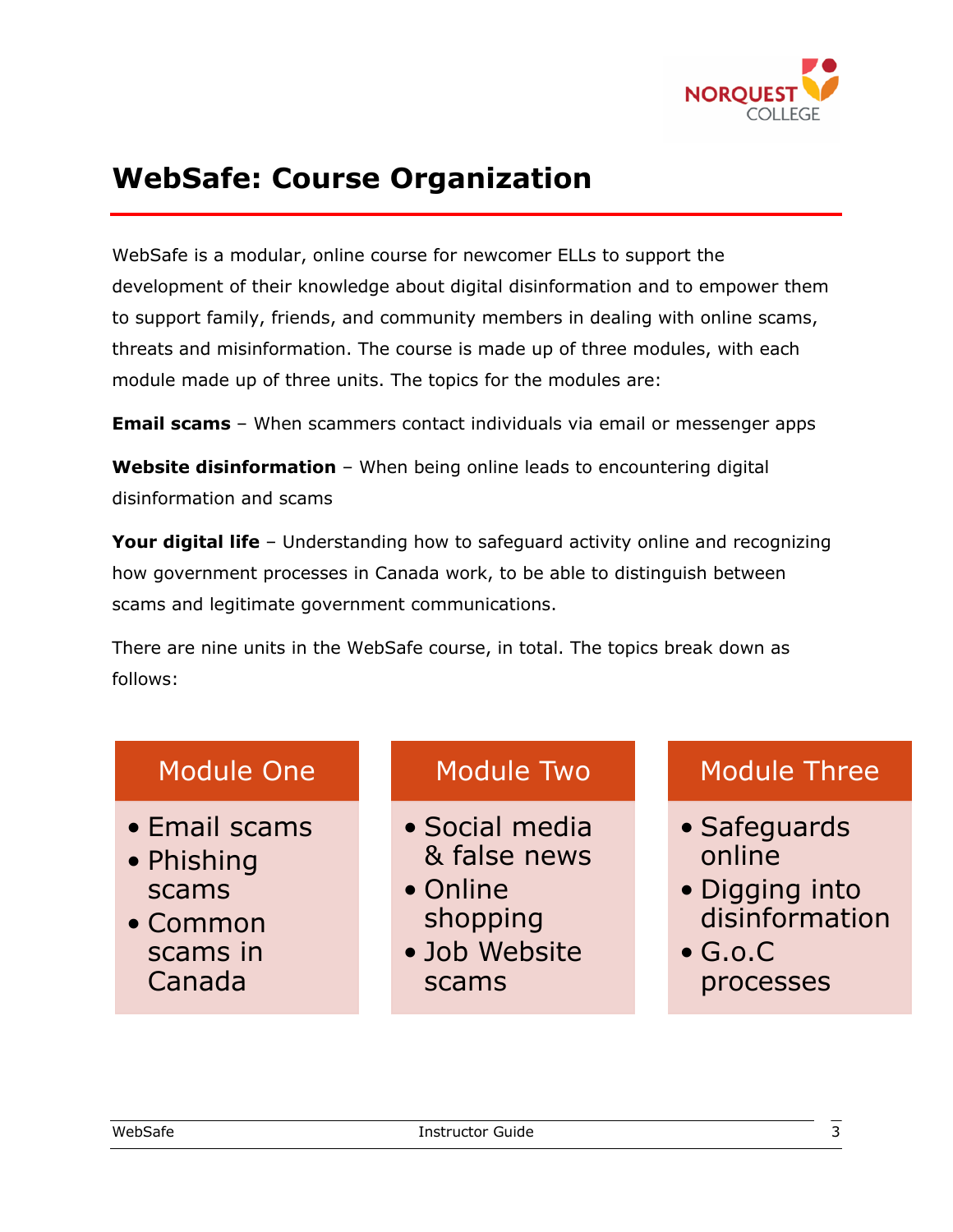# WebSafe: Course Organization

WebSafe is a modular, online course for newcomer ELLs to support the development of their knowledge about digital disinformation and to empower them to support family, friends, and community members in dealing with online scams, threats and misinformation. The course is made up of three modules, with each module made up of three units. The topics for the modules are:

**Email scams** – When scammers contact individuals via email or messenger apps

**Website disinformation** – When being online leads to encountering digital disinformation and scams

**Your digital life** – Understanding how to safeguard activity online and recognizing how government processes in Canada work, to be able to distinguish between scams and legitimate government communications.

There are nine units in the WebSafe course, in total. The topics break down as follows:

| Module One | Module Two | Module Three |
|---|---|---|
| • Email scams<br>• Phishing scams<br>• Common scams in Canada | • Social media & false news<br>• Online shopping<br>• Job Website scams | • Safeguards online<br>• Digging into disinformation<br>• G.o.C processes |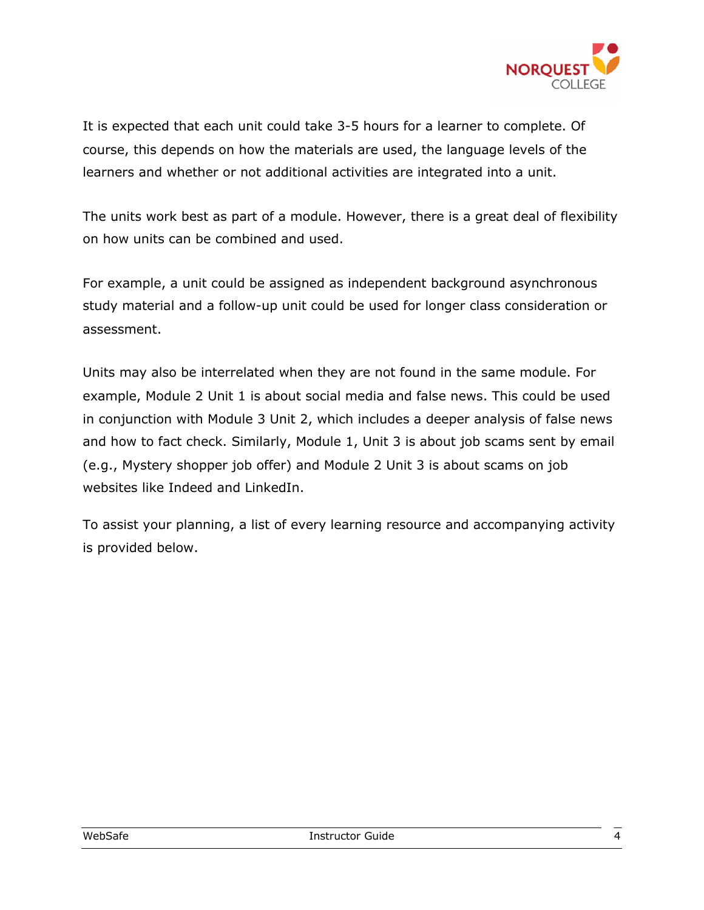It is expected that each unit could take 3-5 hours for a learner to complete. Of course, this depends on how the materials are used, the language levels of the learners and whether or not additional activities are integrated into a unit.

The units work best as part of a module. However, there is a great deal of flexibility on how units can be combined and used.

For example, a unit could be assigned as independent background asynchronous study material and a follow-up unit could be used for longer class consideration or assessment.

Units may also be interrelated when they are not found in the same module. For example, Module 2 Unit 1 is about social media and false news. This could be used in conjunction with Module 3 Unit 2, which includes a deeper analysis of false news and how to fact check. Similarly, Module 1, Unit 3 is about job scams sent by email (e.g., Mystery shopper job offer) and Module 2 Unit 3 is about scams on job websites like Indeed and LinkedIn.

To assist your planning, a list of every learning resource and accompanying activity is provided below.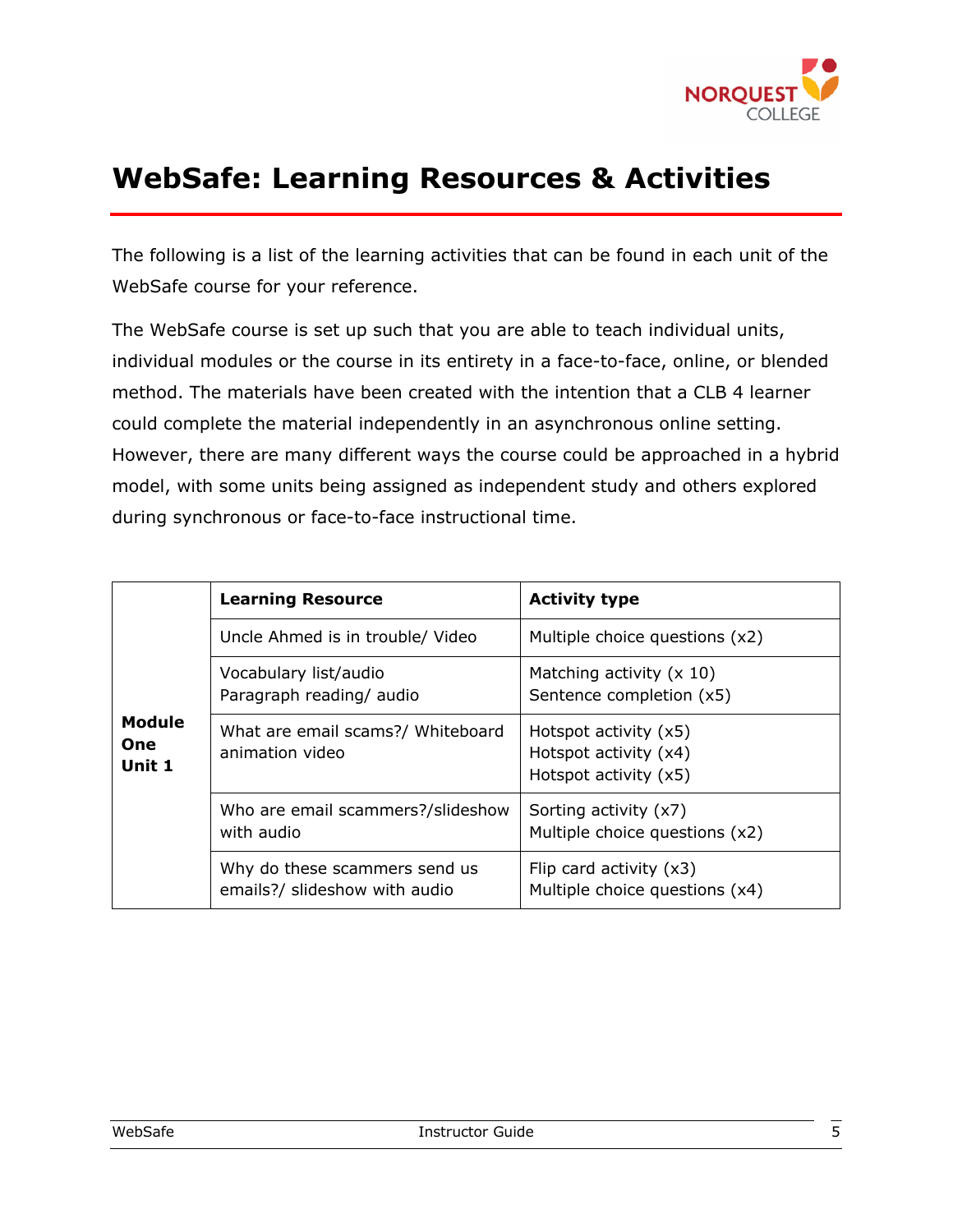# WebSafe: Learning Resources & Activities

The following is a list of the learning activities that can be found in each unit of the WebSafe course for your reference.

The WebSafe course is set up such that you are able to teach individual units, individual modules or the course in its entirety in a face-to-face, online, or blended method. The materials have been created with the intention that a CLB 4 learner could complete the material independently in an asynchronous online setting. However, there are many different ways the course could be approached in a hybrid model, with some units being assigned as independent study and others explored during synchronous or face-to-face instructional time.

| | **Learning Resource** | **Activity type** |
|---|---|---|
| **Module One Unit 1** | Uncle Ahmed is in trouble/ Video | Multiple choice questions (x2) |
| | Vocabulary list/audio<br>Paragraph reading/ audio | Matching activity (x 10)<br>Sentence completion (x5) |
| | What are email scams?/ Whiteboard animation video | Hotspot activity (x5)<br>Hotspot activity (x4)<br>Hotspot activity (x5) |
| | Who are email scammers?/slideshow with audio | Sorting activity (x7)<br>Multiple choice questions (x2) |
| | Why do these scammers send us emails?/ slideshow with audio | Flip card activity (x3)<br>Multiple choice questions (x4) |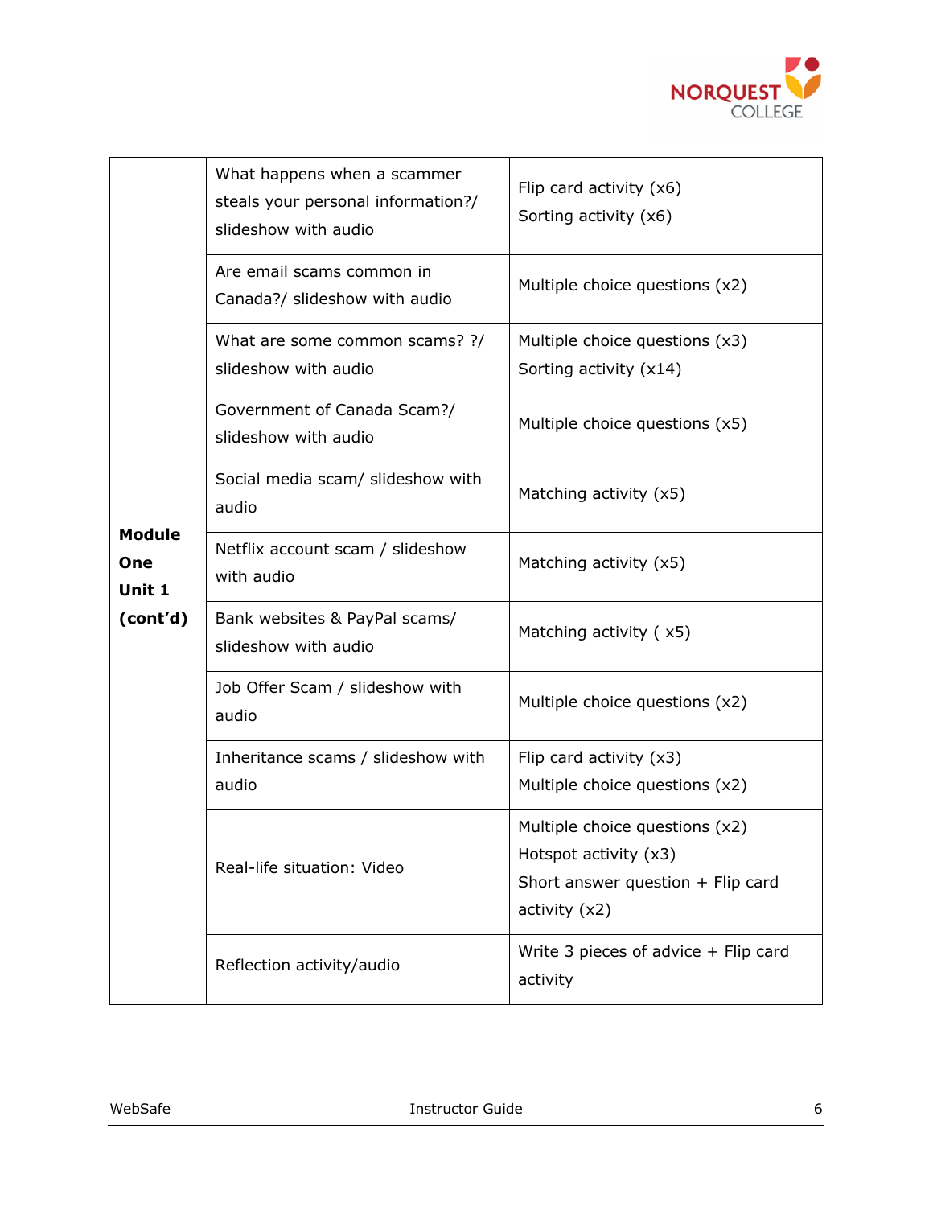| | | |
|---|---|---|
| **Module One Unit 1 (cont'd)** | What happens when a scammer steals your personal information?/ slideshow with audio | Flip card activity (x6)<br>Sorting activity (x6) |
| | Are email scams common in Canada?/ slideshow with audio | Multiple choice questions (x2) |
| | What are some common scams? ?/ slideshow with audio | Multiple choice questions (x3)<br>Sorting activity (x14) |
| | Government of Canada Scam?/ slideshow with audio | Multiple choice questions (x5) |
| | Social media scam/ slideshow with audio | Matching activity (x5) |
| | Netflix account scam / slideshow with audio | Matching activity (x5) |
| | Bank websites & PayPal scams/ slideshow with audio | Matching activity ( x5) |
| | Job Offer Scam / slideshow with audio | Multiple choice questions (x2) |
| | Inheritance scams / slideshow with audio | Flip card activity (x3)<br>Multiple choice questions (x2) |
| | Real-life situation: Video | Multiple choice questions (x2)<br>Hotspot activity (x3)<br>Short answer question + Flip card activity (x2) |
| | Reflection activity/audio | Write 3 pieces of advice + Flip card activity |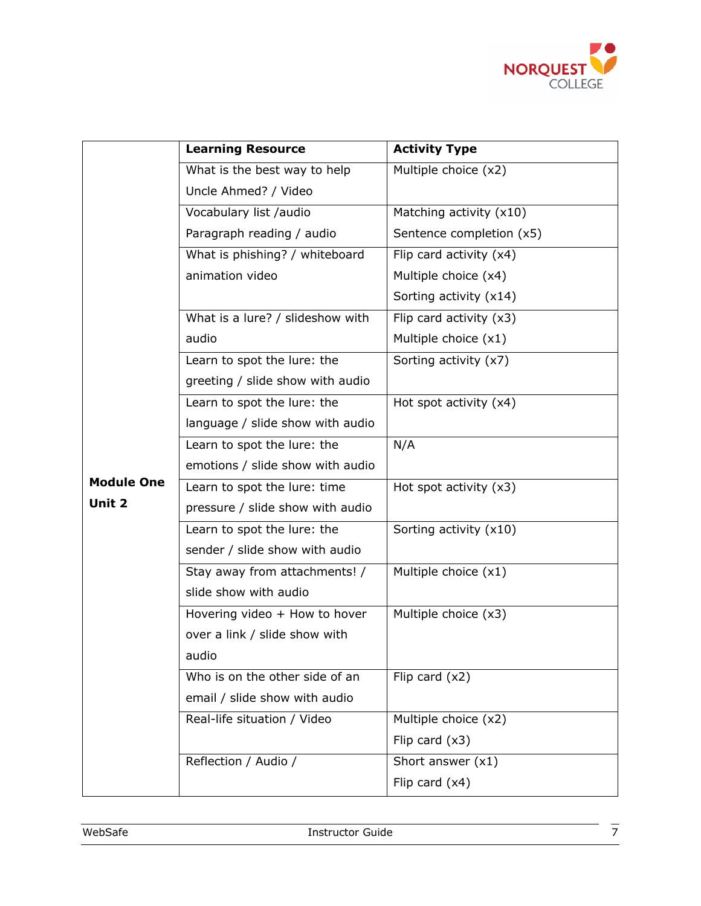| | Learning Resource | Activity Type |
|---|---|---|
| **Module One Unit 2** | What is the best way to help Uncle Ahmed? / Video | Multiple choice (x2) |
| | Vocabulary list /audio<br>Paragraph reading / audio | Matching activity (x10)<br>Sentence completion (x5) |
| | What is phishing? / whiteboard animation video | Flip card activity (x4)<br>Multiple choice (x4)<br>Sorting activity (x14) |
| | What is a lure? / slideshow with audio | Flip card activity (x3)<br>Multiple choice (x1) |
| | Learn to spot the lure: the greeting / slide show with audio | Sorting activity (x7) |
| | Learn to spot the lure: the language / slide show with audio | Hot spot activity (x4) |
| | Learn to spot the lure: the emotions / slide show with audio | N/A |
| | Learn to spot the lure: time pressure / slide show with audio | Hot spot activity (x3) |
| | Learn to spot the lure: the sender / slide show with audio | Sorting activity (x10) |
| | Stay away from attachments! / slide show with audio | Multiple choice (x1) |
| | Hovering video + How to hover over a link / slide show with audio | Multiple choice (x3) |
| | Who is on the other side of an email / slide show with audio | Flip card (x2) |
| | Real-life situation / Video | Multiple choice (x2)<br>Flip card (x3) |
| | Reflection / Audio / | Short answer (x1)<br>Flip card (x4) |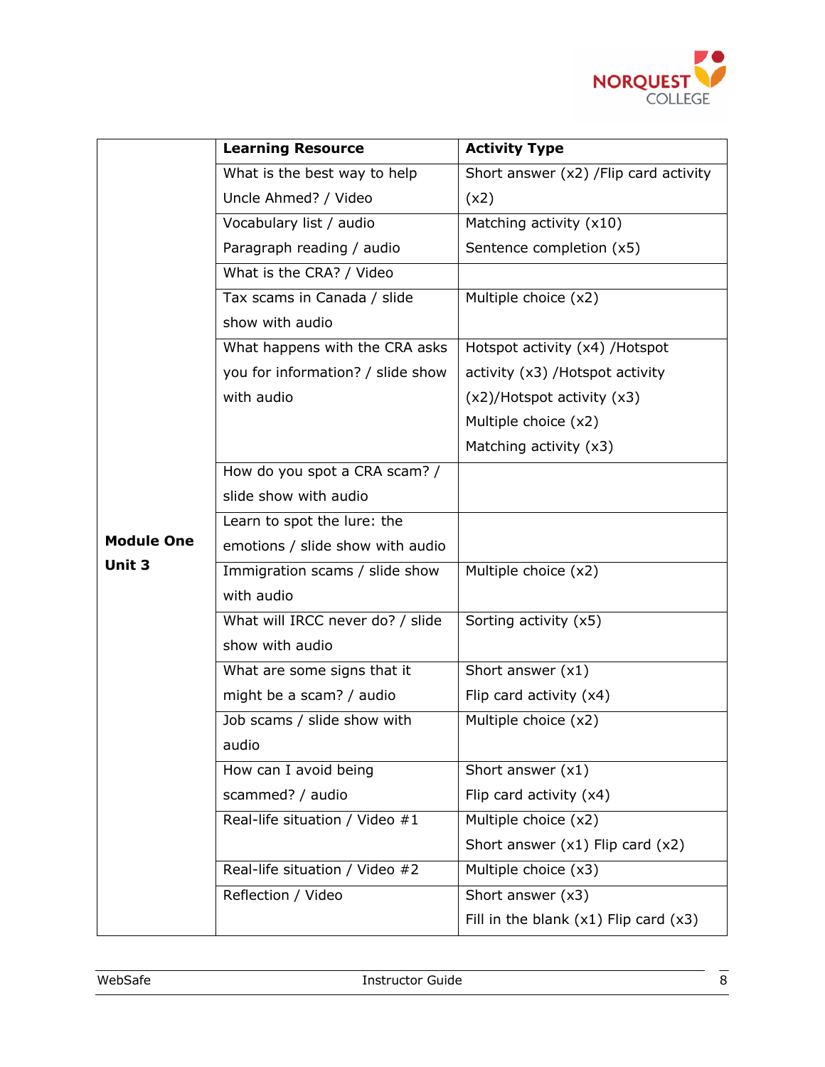| | Learning Resource | Activity Type |
|---|---|---|
| **Module One Unit 3** | What is the best way to help Uncle Ahmed? / Video | Short answer (x2) /Flip card activity (x2) |
| | Vocabulary list / audio<br>Paragraph reading / audio | Matching activity (x10)<br>Sentence completion (x5) |
| | What is the CRA? / Video | |
| | Tax scams in Canada / slide show with audio | Multiple choice (x2) |
| | What happens with the CRA asks you for information? / slide show with audio | Hotspot activity (x4) /Hotspot activity (x3) /Hotspot activity (x2)/Hotspot activity (x3)<br>Multiple choice (x2)<br>Matching activity (x3) |
| | How do you spot a CRA scam? / slide show with audio | |
| | Learn to spot the lure: the emotions / slide show with audio | |
| | Immigration scams / slide show with audio | Multiple choice (x2) |
| | What will IRCC never do? / slide show with audio | Sorting activity (x5) |
| | What are some signs that it might be a scam? / audio | Short answer (x1)<br>Flip card activity (x4) |
| | Job scams / slide show with audio | Multiple choice (x2) |
| | How can I avoid being scammed? / audio | Short answer (x1)<br>Flip card activity (x4) |
| | Real-life situation / Video #1 | Multiple choice (x2)<br>Short answer (x1) Flip card (x2) |
| | Real-life situation / Video #2 | Multiple choice (x3) |
| | Reflection / Video | Short answer (x3)<br>Fill in the blank (x1) Flip card (x3) |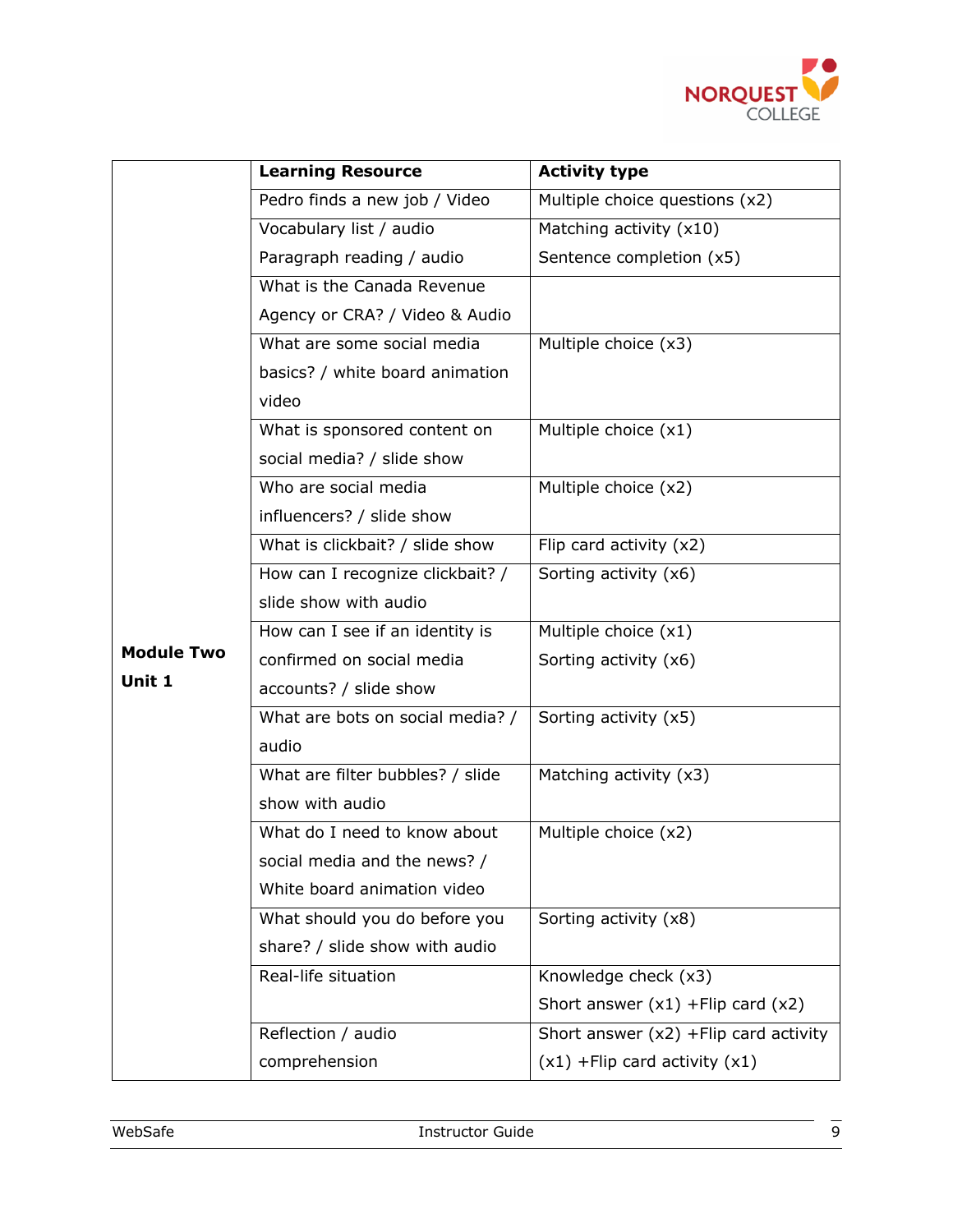|  | Learning Resource | Activity type |
|---|---|---|
| **Module Two Unit 1** | Pedro finds a new job / Video | Multiple choice questions (x2) |
|  | Vocabulary list / audio<br>Paragraph reading / audio | Matching activity (x10)<br>Sentence completion (x5) |
|  | What is the Canada Revenue Agency or CRA? / Video & Audio |  |
|  | What are some social media basics? / white board animation video | Multiple choice (x3) |
|  | What is sponsored content on social media? / slide show | Multiple choice (x1) |
|  | Who are social media influencers? / slide show | Multiple choice (x2) |
|  | What is clickbait? / slide show | Flip card activity (x2) |
|  | How can I recognize clickbait? / slide show with audio | Sorting activity (x6) |
|  | How can I see if an identity is confirmed on social media accounts? / slide show | Multiple choice (x1)<br>Sorting activity (x6) |
|  | What are bots on social media? / audio | Sorting activity (x5) |
|  | What are filter bubbles? / slide show with audio | Matching activity (x3) |
|  | What do I need to know about social media and the news? / White board animation video | Multiple choice (x2) |
|  | What should you do before you share? / slide show with audio | Sorting activity (x8) |
|  | Real-life situation | Knowledge check (x3)<br>Short answer (x1) +Flip card (x2) |
|  | Reflection / audio comprehension | Short answer (x2) +Flip card activity (x1) +Flip card activity (x1) |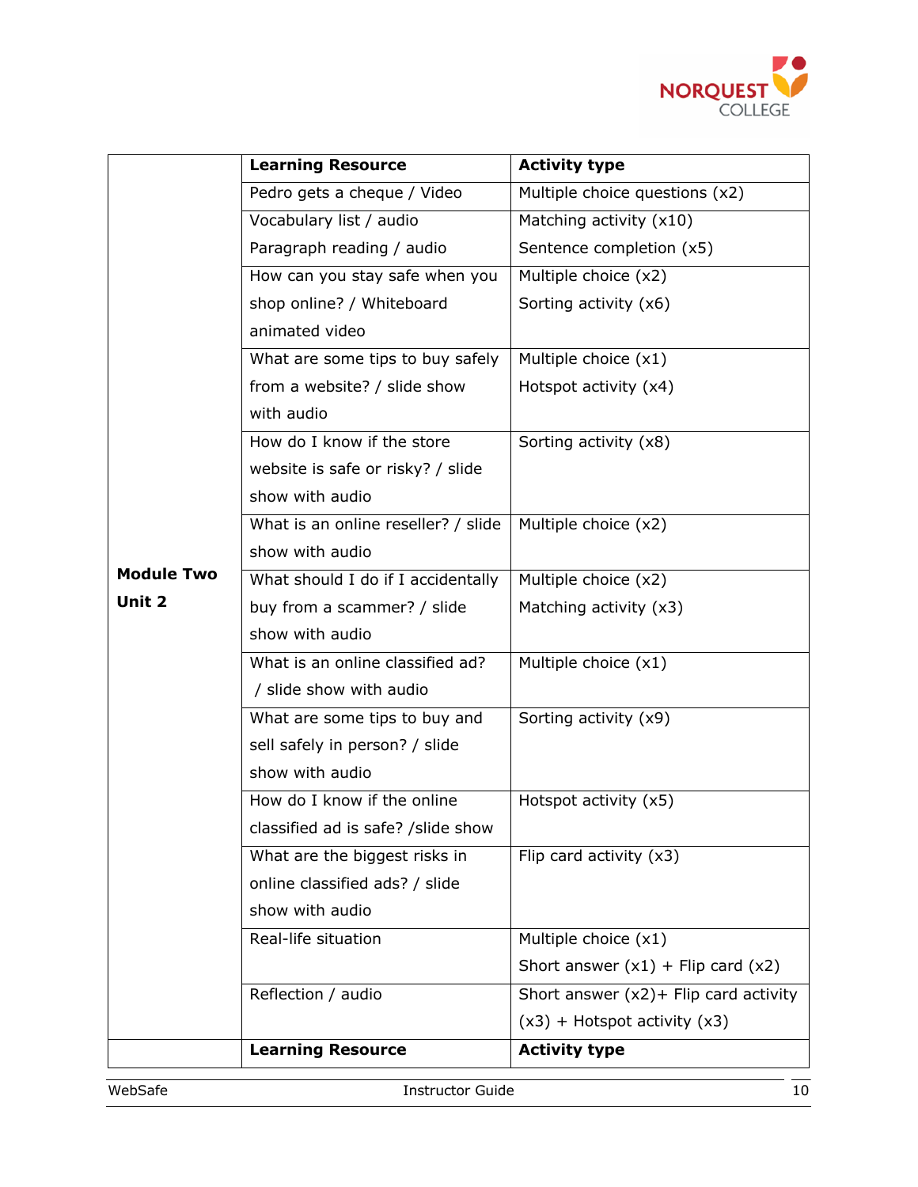| | Learning Resource | Activity type |
|---|---|---|
| **Module Two Unit 2** | Pedro gets a cheque / Video | Multiple choice questions (x2) |
| | Vocabulary list / audio<br>Paragraph reading / audio | Matching activity (x10)<br>Sentence completion (x5) |
| | How can you stay safe when you shop online? / Whiteboard animated video | Multiple choice (x2)<br>Sorting activity (x6) |
| | What are some tips to buy safely from a website? / slide show with audio | Multiple choice (x1)<br>Hotspot activity (x4) |
| | How do I know if the store website is safe or risky? / slide show with audio | Sorting activity (x8) |
| | What is an online reseller? / slide show with audio | Multiple choice (x2) |
| | What should I do if I accidentally buy from a scammer? / slide show with audio | Multiple choice (x2)<br>Matching activity (x3) |
| | What is an online classified ad? / slide show with audio | Multiple choice (x1) |
| | What are some tips to buy and sell safely in person? / slide show with audio | Sorting activity (x9) |
| | How do I know if the online classified ad is safe? /slide show | Hotspot activity (x5) |
| | What are the biggest risks in online classified ads? / slide show with audio | Flip card activity (x3) |
| | Real-life situation | Multiple choice (x1)<br>Short answer (x1) + Flip card (x2) |
| | Reflection / audio | Short answer (x2)+ Flip card activity (x3) + Hotspot activity (x3) |
| | **Learning Resource** | **Activity type** |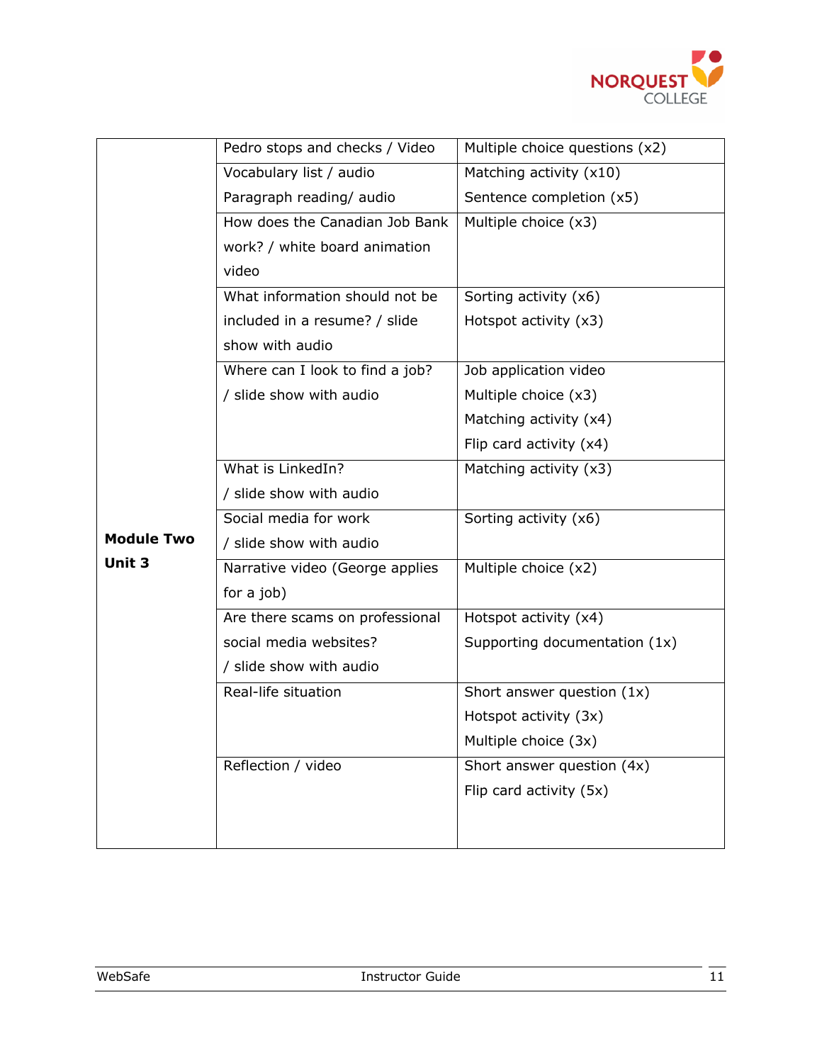| | | |
|---|---|---|
| **Module Two Unit 3** | Pedro stops and checks / Video | Multiple choice questions (x2) |
| | Vocabulary list / audio<br>Paragraph reading/ audio | Matching activity (x10)<br>Sentence completion (x5) |
| | How does the Canadian Job Bank work? / white board animation video | Multiple choice (x3) |
| | What information should not be included in a resume? / slide show with audio | Sorting activity (x6)<br>Hotspot activity (x3) |
| | Where can I look to find a job? / slide show with audio | Job application video<br>Multiple choice (x3)<br>Matching activity (x4)<br>Flip card activity (x4) |
| | What is LinkedIn? / slide show with audio | Matching activity (x3) |
| | Social media for work / slide show with audio | Sorting activity (x6) |
| | Narrative video (George applies for a job) | Multiple choice (x2) |
| | Are there scams on professional social media websites? / slide show with audio | Hotspot activity (x4)<br>Supporting documentation (1x) |
| | Real-life situation | Short answer question (1x)<br>Hotspot activity (3x)<br>Multiple choice (3x) |
| | Reflection / video | Short answer question (4x)<br>Flip card activity (5x) |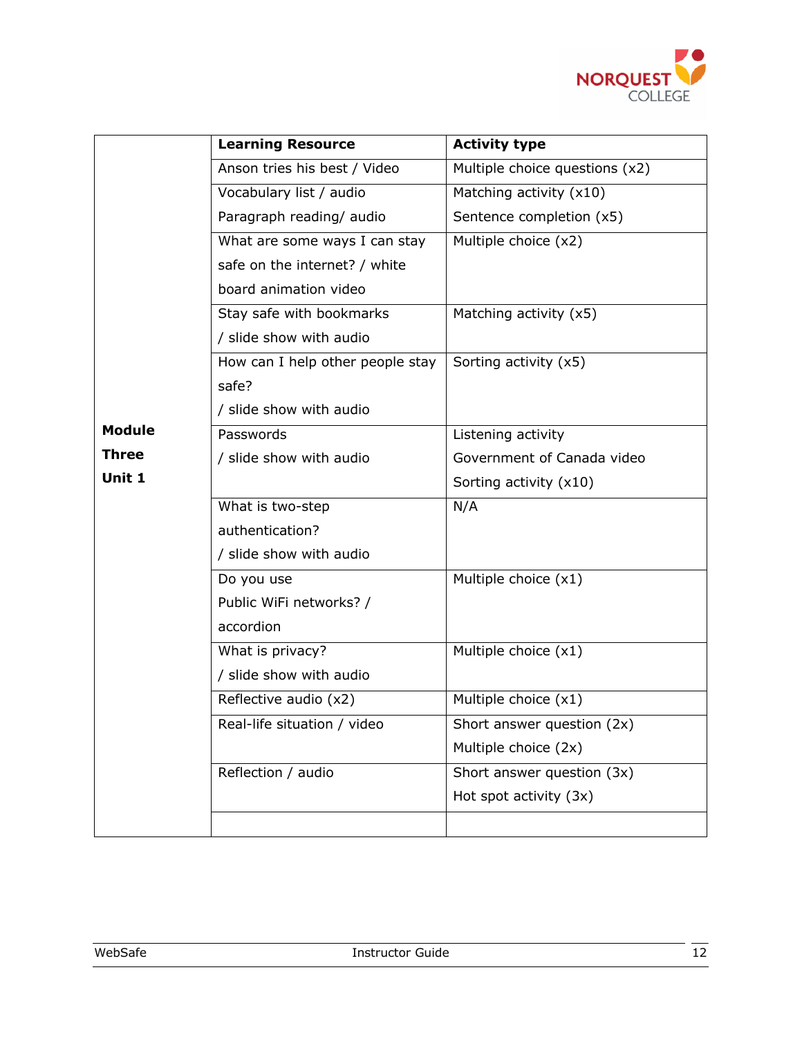| | Learning Resource | Activity type |
|---|---|---|
| **Module Three Unit 1** | Anson tries his best / Video | Multiple choice questions (x2) |
| | Vocabulary list / audio<br>Paragraph reading/ audio | Matching activity (x10)<br>Sentence completion (x5) |
| | What are some ways I can stay safe on the internet? / white board animation video | Multiple choice (x2) |
| | Stay safe with bookmarks / slide show with audio | Matching activity (x5) |
| | How can I help other people stay safe? / slide show with audio | Sorting activity (x5) |
| | Passwords / slide show with audio | Listening activity<br>Government of Canada video<br>Sorting activity (x10) |
| | What is two-step authentication? / slide show with audio | N/A |
| | Do you use Public WiFi networks? / accordion | Multiple choice (x1) |
| | What is privacy? / slide show with audio | Multiple choice (x1) |
| | Reflective audio (x2) | Multiple choice (x1) |
| | Real-life situation / video | Short answer question (2x)<br>Multiple choice (2x) |
| | Reflection / audio | Short answer question (3x)<br>Hot spot activity (3x) |
| | | |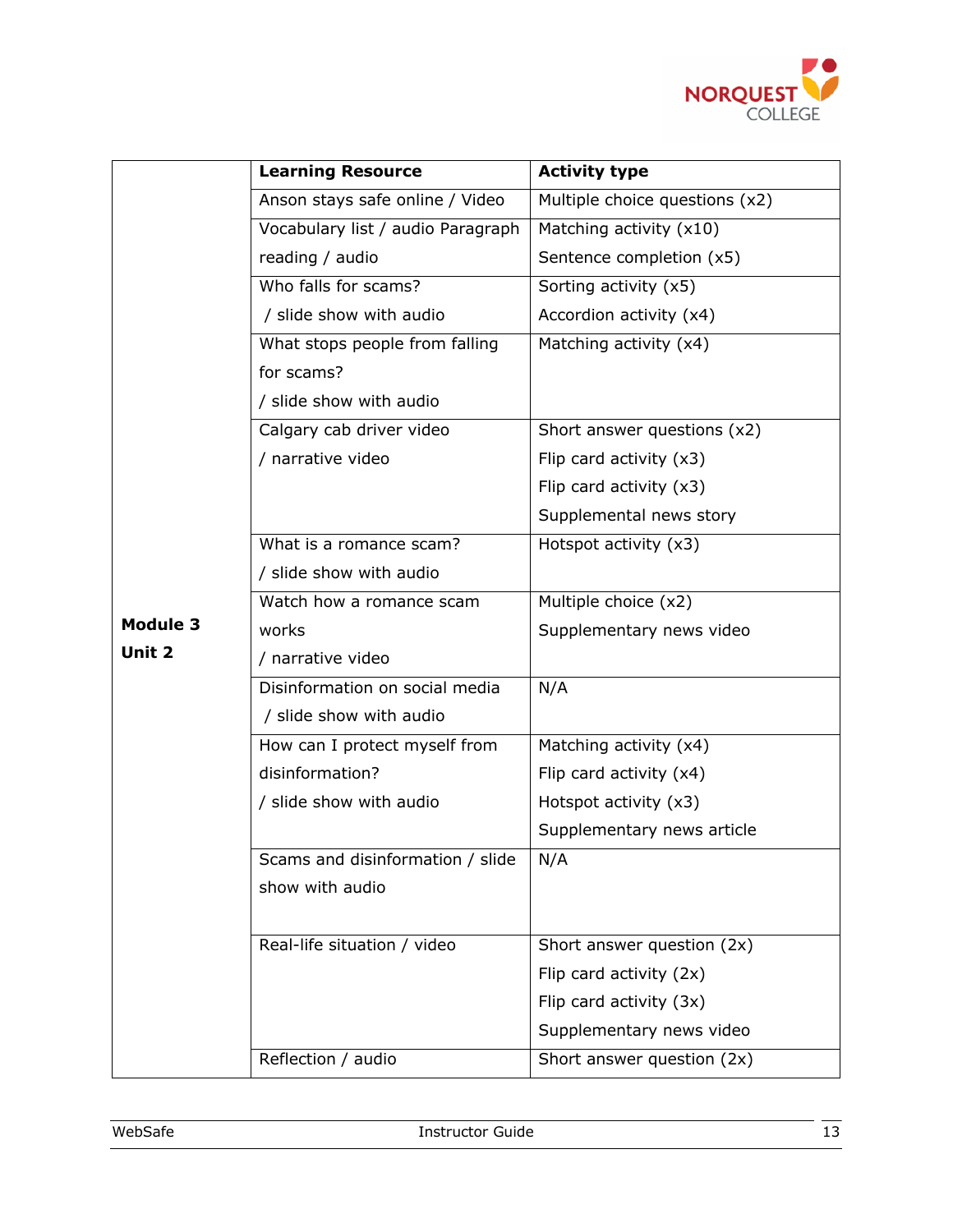| | Learning Resource | Activity type |
|---|---|---|
| **Module 3 Unit 2** | Anson stays safe online / Video | Multiple choice questions (x2) |
| | Vocabulary list / audio Paragraph reading / audio | Matching activity (x10)<br>Sentence completion (x5) |
| | Who falls for scams? / slide show with audio | Sorting activity (x5)<br>Accordion activity (x4) |
| | What stops people from falling for scams? / slide show with audio | Matching activity (x4) |
| | Calgary cab driver video / narrative video | Short answer questions (x2)<br>Flip card activity (x3)<br>Flip card activity (x3)<br>Supplemental news story |
| | What is a romance scam? / slide show with audio | Hotspot activity (x3) |
| | Watch how a romance scam works / narrative video | Multiple choice (x2)<br>Supplementary news video |
| | Disinformation on social media / slide show with audio | N/A |
| | How can I protect myself from disinformation? / slide show with audio | Matching activity (x4)<br>Flip card activity (x4)<br>Hotspot activity (x3)<br>Supplementary news article |
| | Scams and disinformation / slide show with audio | N/A |
| | Real-life situation / video | Short answer question (2x)<br>Flip card activity (2x)<br>Flip card activity (3x)<br>Supplementary news video |
| | Reflection / audio | Short answer question (2x) |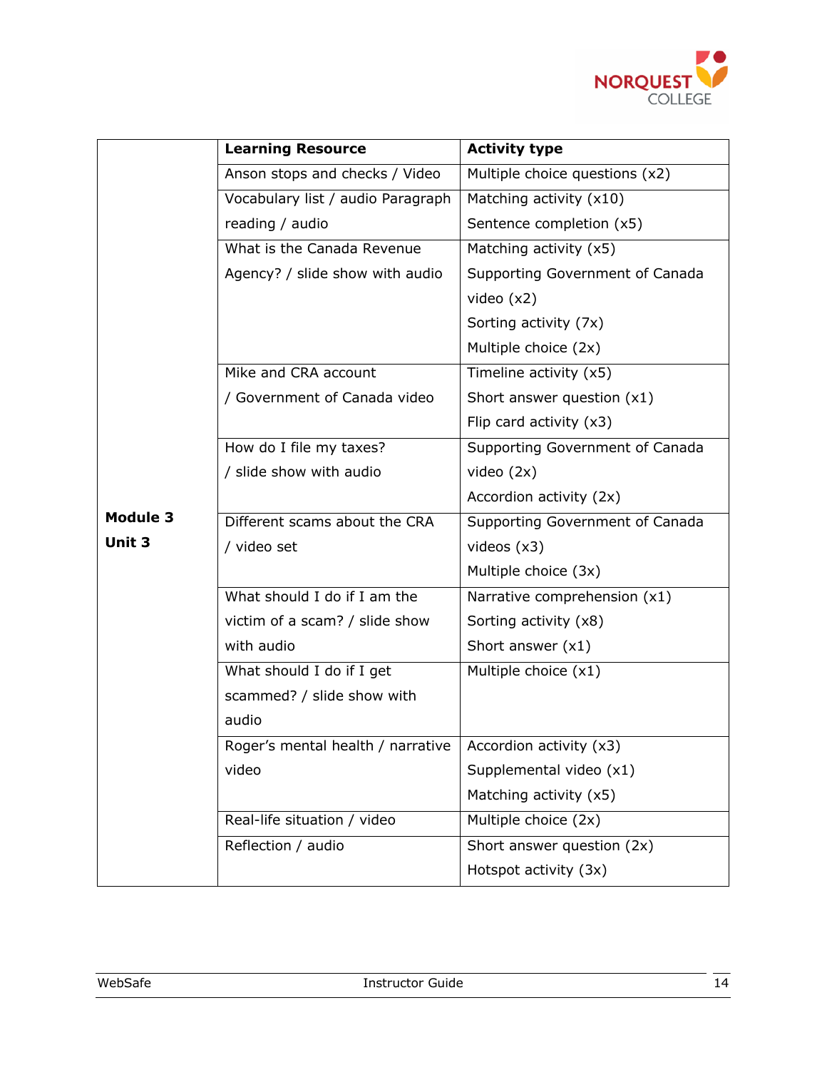|  | Learning Resource | Activity type |
|---|---|---|
| **Module 3 Unit 3** | Anson stops and checks / Video | Multiple choice questions (x2) |
|  | Vocabulary list / audio Paragraph reading / audio | Matching activity (x10)<br>Sentence completion (x5) |
|  | What is the Canada Revenue Agency? / slide show with audio | Matching activity (x5)<br>Supporting Government of Canada video (x2)<br>Sorting activity (7x)<br>Multiple choice (2x) |
|  | Mike and CRA account / Government of Canada video | Timeline activity (x5)<br>Short answer question (x1)<br>Flip card activity (x3) |
|  | How do I file my taxes? / slide show with audio | Supporting Government of Canada video (2x)<br>Accordion activity (2x) |
|  | Different scams about the CRA / video set | Supporting Government of Canada videos (x3)<br>Multiple choice (3x) |
|  | What should I do if I am the victim of a scam? / slide show with audio | Narrative comprehension (x1)<br>Sorting activity (x8)<br>Short answer (x1) |
|  | What should I do if I get scammed? / slide show with audio | Multiple choice (x1) |
|  | Roger's mental health / narrative video | Accordion activity (x3)<br>Supplemental video (x1)<br>Matching activity (x5) |
|  | Real-life situation / video | Multiple choice (2x) |
|  | Reflection / audio | Short answer question (2x)<br>Hotspot activity (3x) |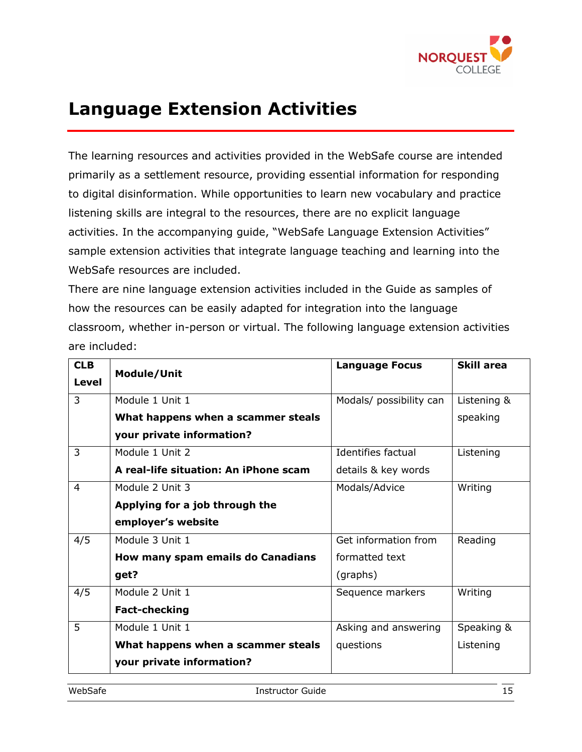# Language Extension Activities

The learning resources and activities provided in the WebSafe course are intended primarily as a settlement resource, providing essential information for responding to digital disinformation. While opportunities to learn new vocabulary and practice listening skills are integral to the resources, there are no explicit language activities. In the accompanying guide, "WebSafe Language Extension Activities" sample extension activities that integrate language teaching and learning into the WebSafe resources are included.

There are nine language extension activities included in the Guide as samples of how the resources can be easily adapted for integration into the language classroom, whether in-person or virtual. The following language extension activities are included:

| CLB Level | Module/Unit | Language Focus | Skill area |
|---|---|---|---|
| 3 | Module 1 Unit 1 **What happens when a scammer steals your private information?** | Modals/ possibility can | Listening & speaking |
| 3 | Module 1 Unit 2 **A real-life situation: An iPhone scam** | Identifies factual details & key words | Listening |
| 4 | Module 2 Unit 3 **Applying for a job through the employer's website** | Modals/Advice | Writing |
| 4/5 | Module 3 Unit 1 **How many spam emails do Canadians get?** | Get information from formatted text (graphs) | Reading |
| 4/5 | Module 2 Unit 1 **Fact-checking** | Sequence markers | Writing |
| 5 | Module 1 Unit 1 **What happens when a scammer steals your private information?** | Asking and answering questions | Speaking & Listening |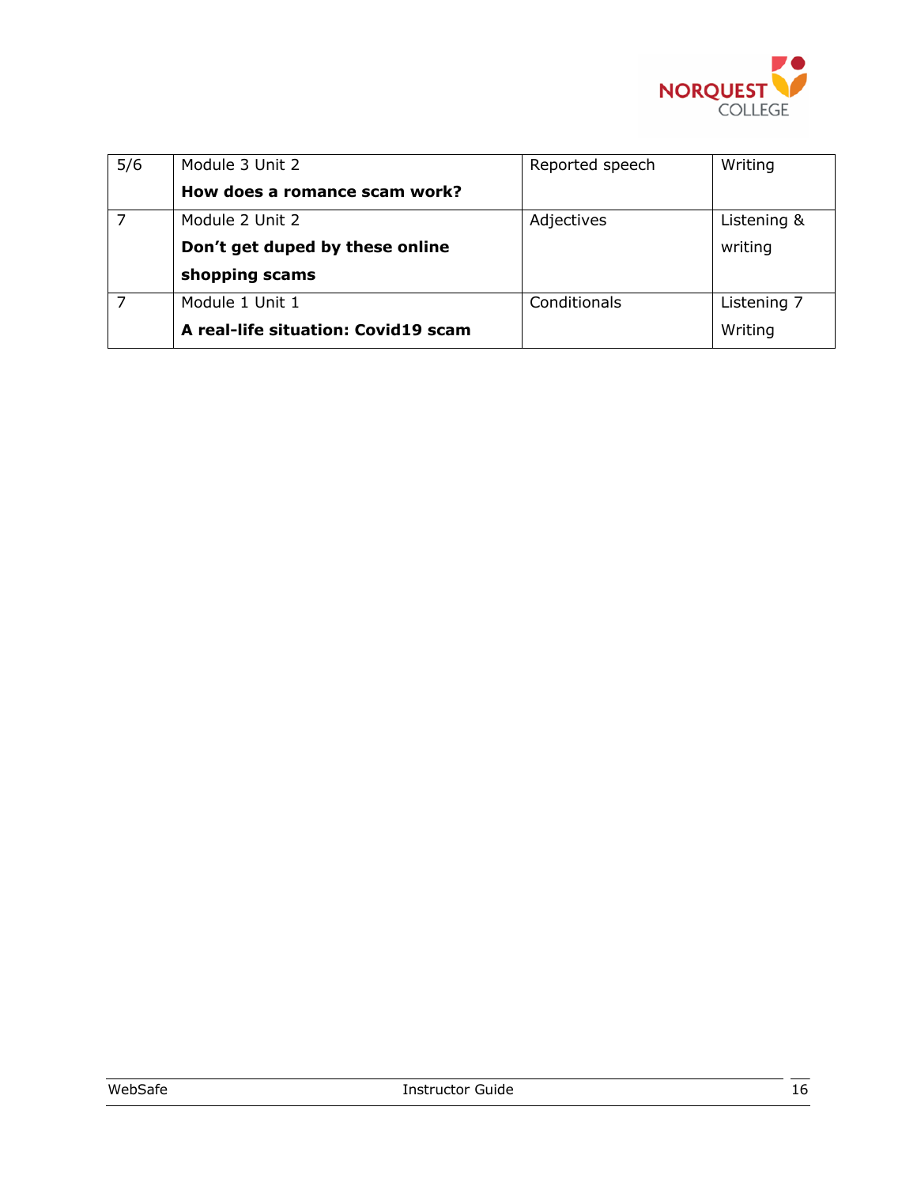| 5/6 | Module 3 Unit 2<br>**How does a romance scam work?** | Reported speech | Writing |
|---|---|---|---|
| 7 | Module 2 Unit 2<br>**Don't get duped by these online shopping scams** | Adjectives | Listening & writing |
| 7 | Module 1 Unit 1<br>**A real-life situation: Covid19 scam** | Conditionals | Listening 7<br>Writing |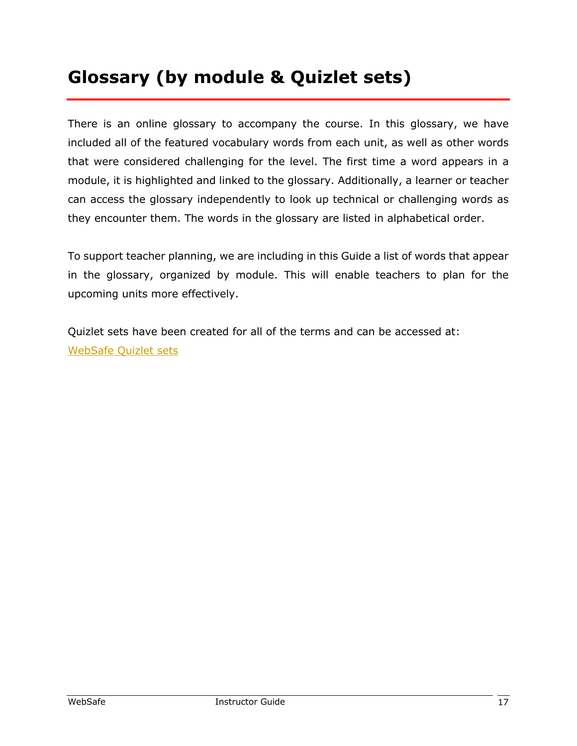# Glossary (by module & Quizlet sets)

There is an online glossary to accompany the course. In this glossary, we have included all of the featured vocabulary words from each unit, as well as other words that were considered challenging for the level. The first time a word appears in a module, it is highlighted and linked to the glossary. Additionally, a learner or teacher can access the glossary independently to look up technical or challenging words as they encounter them. The words in the glossary are listed in alphabetical order.

To support teacher planning, we are including in this Guide a list of words that appear in the glossary, organized by module. This will enable teachers to plan for the upcoming units more effectively.

Quizlet sets have been created for all of the terms and can be accessed at:
WebSafe Quizlet sets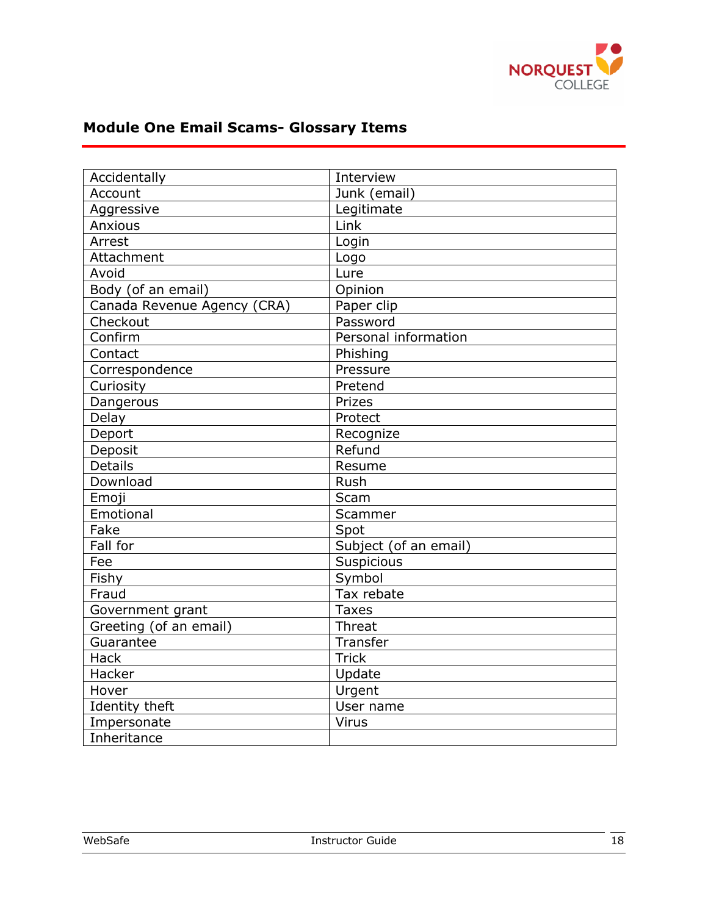## Module One Email Scams- Glossary Items

| | |
|---|---|
| Accidentally | Interview |
| Account | Junk (email) |
| Aggressive | Legitimate |
| Anxious | Link |
| Arrest | Login |
| Attachment | Logo |
| Avoid | Lure |
| Body (of an email) | Opinion |
| Canada Revenue Agency (CRA) | Paper clip |
| Checkout | Password |
| Confirm | Personal information |
| Contact | Phishing |
| Correspondence | Pressure |
| Curiosity | Pretend |
| Dangerous | Prizes |
| Delay | Protect |
| Deport | Recognize |
| Deposit | Refund |
| Details | Resume |
| Download | Rush |
| Emoji | Scam |
| Emotional | Scammer |
| Fake | Spot |
| Fall for | Subject (of an email) |
| Fee | Suspicious |
| Fishy | Symbol |
| Fraud | Tax rebate |
| Government grant | Taxes |
| Greeting (of an email) | Threat |
| Guarantee | Transfer |
| Hack | Trick |
| Hacker | Update |
| Hover | Urgent |
| Identity theft | User name |
| Impersonate | Virus |
| Inheritance | |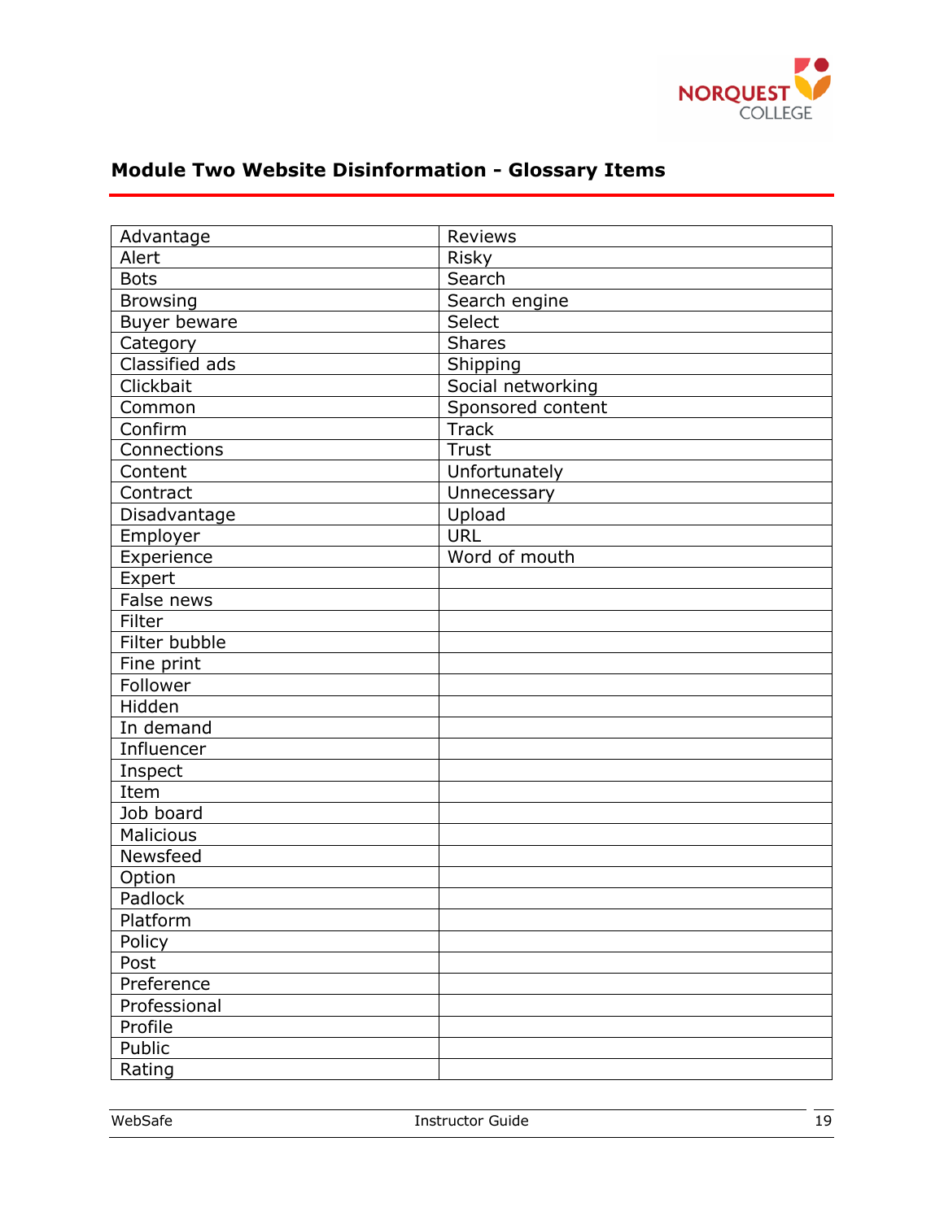## Module Two Website Disinformation - Glossary Items

| | |
|---|---|
| Advantage | Reviews |
| Alert | Risky |
| Bots | Search |
| Browsing | Search engine |
| Buyer beware | Select |
| Category | Shares |
| Classified ads | Shipping |
| Clickbait | Social networking |
| Common | Sponsored content |
| Confirm | Track |
| Connections | Trust |
| Content | Unfortunately |
| Contract | Unnecessary |
| Disadvantage | Upload |
| Employer | URL |
| Experience | Word of mouth |
| Expert | |
| False news | |
| Filter | |
| Filter bubble | |
| Fine print | |
| Follower | |
| Hidden | |
| In demand | |
| Influencer | |
| Inspect | |
| Item | |
| Job board | |
| Malicious | |
| Newsfeed | |
| Option | |
| Padlock | |
| Platform | |
| Policy | |
| Post | |
| Preference | |
| Professional | |
| Profile | |
| Public | |
| Rating | |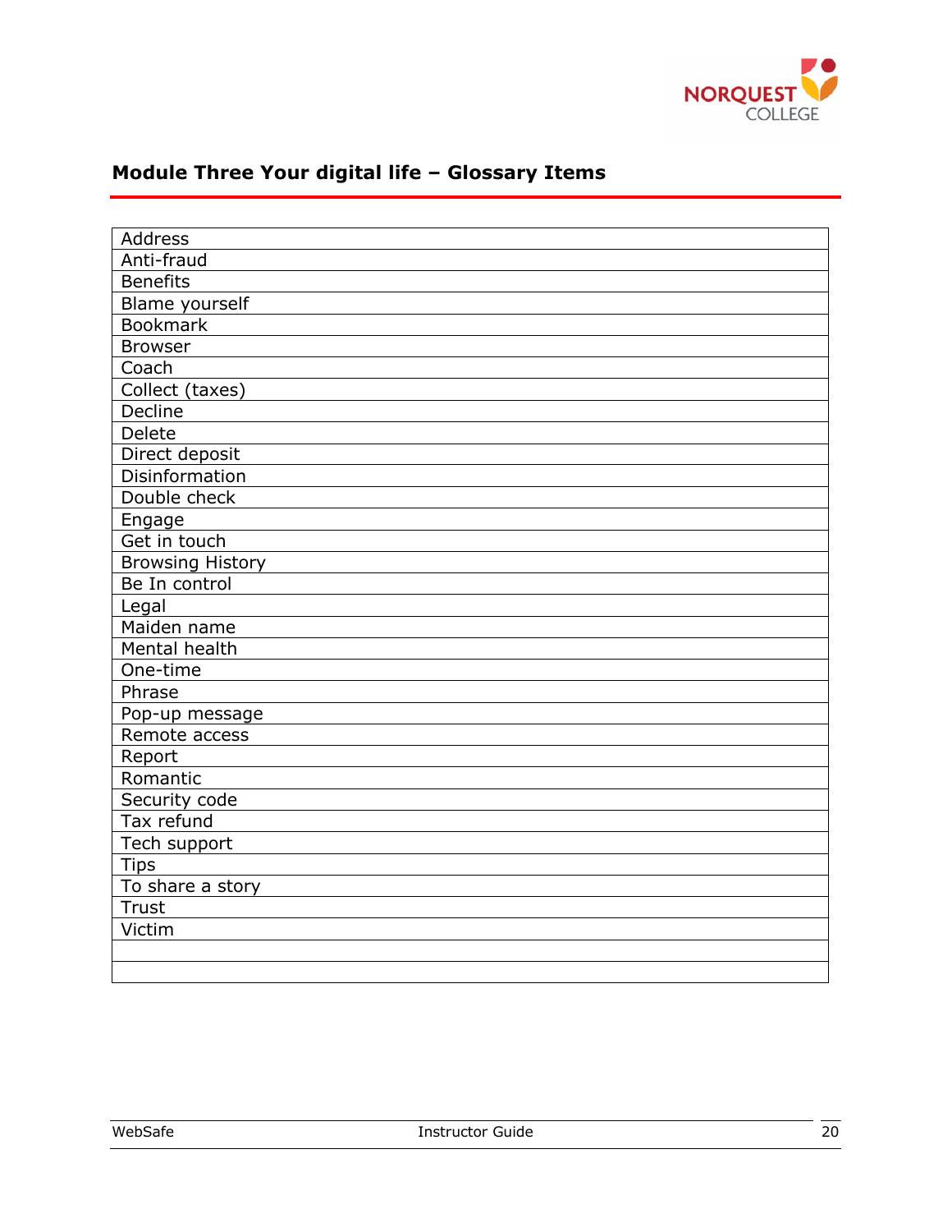## Module Three Your digital life – Glossary Items

| Address |
|---|
| Anti-fraud |
| Benefits |
| Blame yourself |
| Bookmark |
| Browser |
| Coach |
| Collect (taxes) |
| Decline |
| Delete |
| Direct deposit |
| Disinformation |
| Double check |
| Engage |
| Get in touch |
| Browsing History |
| Be In control |
| Legal |
| Maiden name |
| Mental health |
| One-time |
| Phrase |
| Pop-up message |
| Remote access |
| Report |
| Romantic |
| Security code |
| Tax refund |
| Tech support |
| Tips |
| To share a story |
| Trust |
| Victim |
| |
| |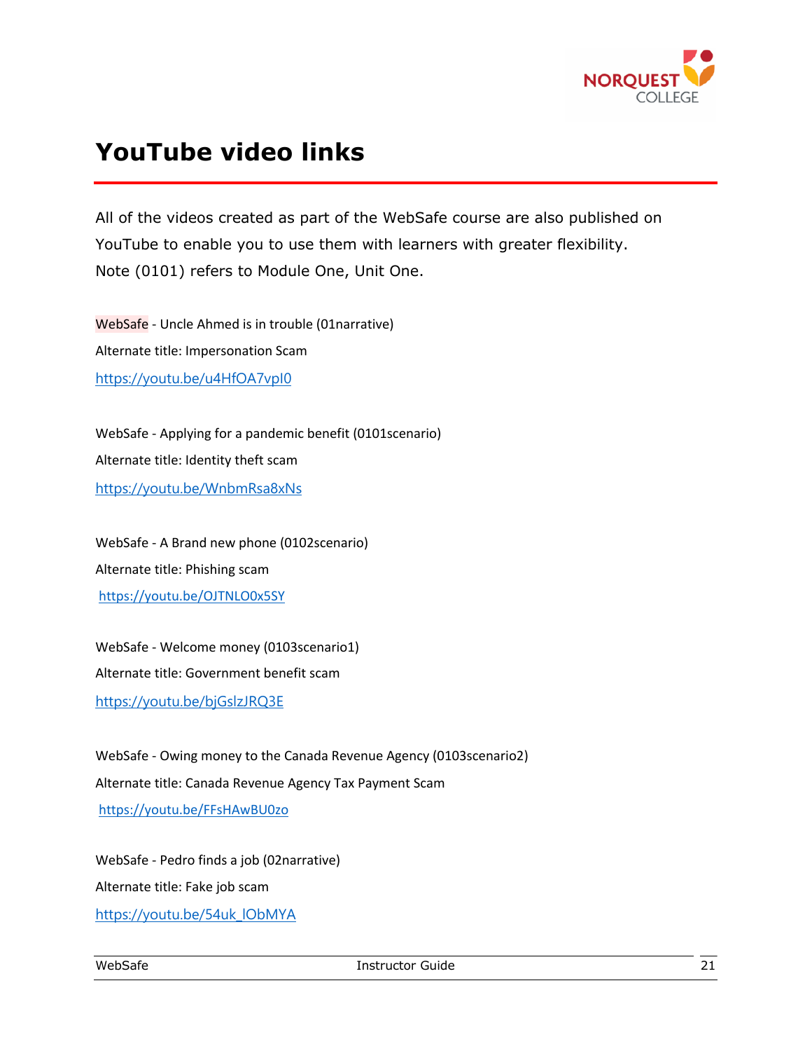# YouTube video links

All of the videos created as part of the WebSafe course are also published on YouTube to enable you to use them with learners with greater flexibility. Note (0101) refers to Module One, Unit One.

WebSafe - Uncle Ahmed is in trouble (01narrative)

Alternate title: Impersonation Scam

https://youtu.be/u4HfOA7vpI0

WebSafe - Applying for a pandemic benefit (0101scenario)

Alternate title: Identity theft scam

https://youtu.be/WnbmRsa8xNs

WebSafe - A Brand new phone (0102scenario)

Alternate title: Phishing scam

https://youtu.be/OJTNLO0x5SY

WebSafe - Welcome money (0103scenario1)

Alternate title: Government benefit scam

https://youtu.be/bjGslzJRQ3E

WebSafe - Owing money to the Canada Revenue Agency (0103scenario2)

Alternate title: Canada Revenue Agency Tax Payment Scam

https://youtu.be/FFsHAwBU0zo

WebSafe - Pedro finds a job (02narrative)

Alternate title: Fake job scam

https://youtu.be/54uk_lObMYA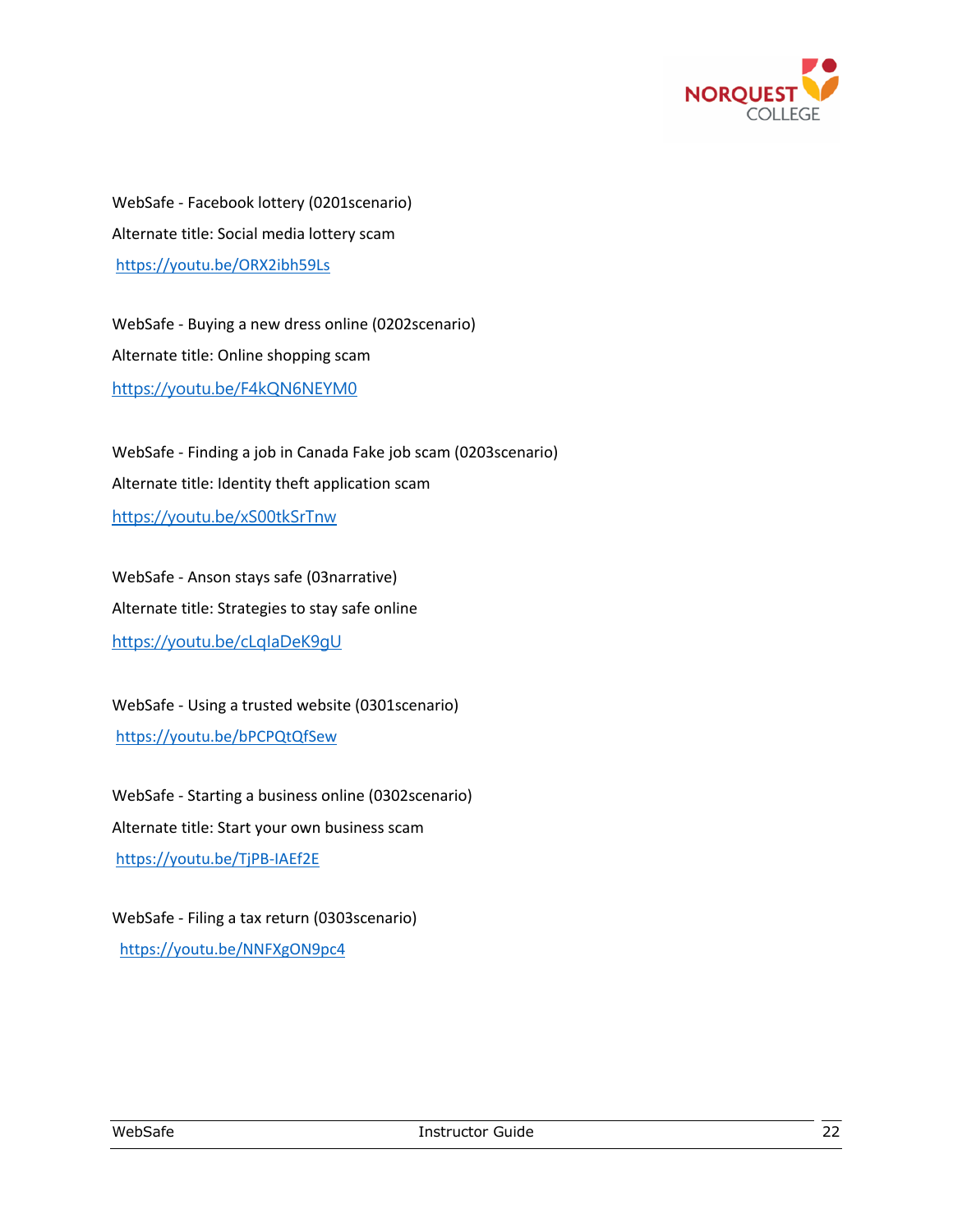WebSafe - Facebook lottery (0201scenario)

Alternate title: Social media lottery scam

https://youtu.be/ORX2ibh59Ls

WebSafe - Buying a new dress online (0202scenario)

Alternate title: Online shopping scam

https://youtu.be/F4kQN6NEYM0

WebSafe - Finding a job in Canada Fake job scam (0203scenario)

Alternate title: Identity theft application scam

https://youtu.be/xS00tkSrTnw

WebSafe - Anson stays safe (03narrative)

Alternate title: Strategies to stay safe online

https://youtu.be/cLqlaDeK9gU

WebSafe - Using a trusted website (0301scenario)

https://youtu.be/bPCPQtQfSew

WebSafe - Starting a business online (0302scenario)

Alternate title: Start your own business scam

https://youtu.be/TjPB-IAEf2E

WebSafe - Filing a tax return (0303scenario)

https://youtu.be/NNFXgON9pc4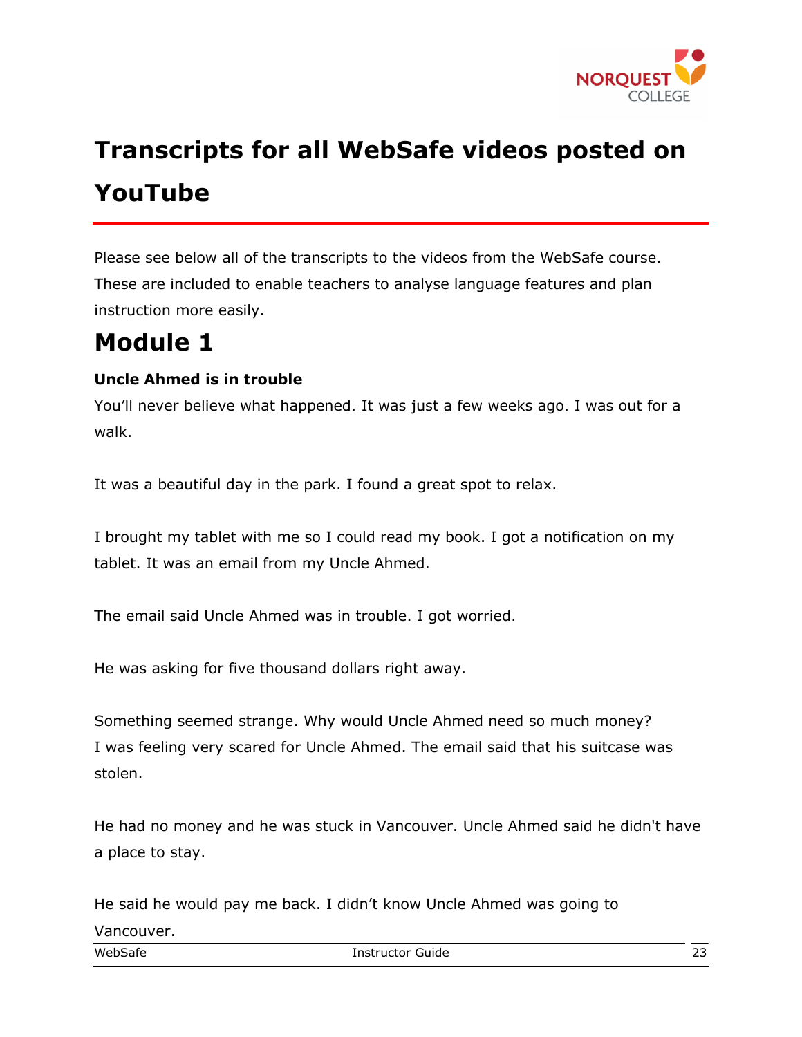# Transcripts for all WebSafe videos posted on YouTube

Please see below all of the transcripts to the videos from the WebSafe course. These are included to enable teachers to analyse language features and plan instruction more easily.

## Module 1

**Uncle Ahmed is in trouble**

You'll never believe what happened. It was just a few weeks ago. I was out for a walk.

It was a beautiful day in the park. I found a great spot to relax.

I brought my tablet with me so I could read my book. I got a notification on my tablet. It was an email from my Uncle Ahmed.

The email said Uncle Ahmed was in trouble. I got worried.

He was asking for five thousand dollars right away.

Something seemed strange. Why would Uncle Ahmed need so much money?
I was feeling very scared for Uncle Ahmed. The email said that his suitcase was stolen.

He had no money and he was stuck in Vancouver. Uncle Ahmed said he didn't have a place to stay.

He said he would pay me back. I didn't know Uncle Ahmed was going to Vancouver.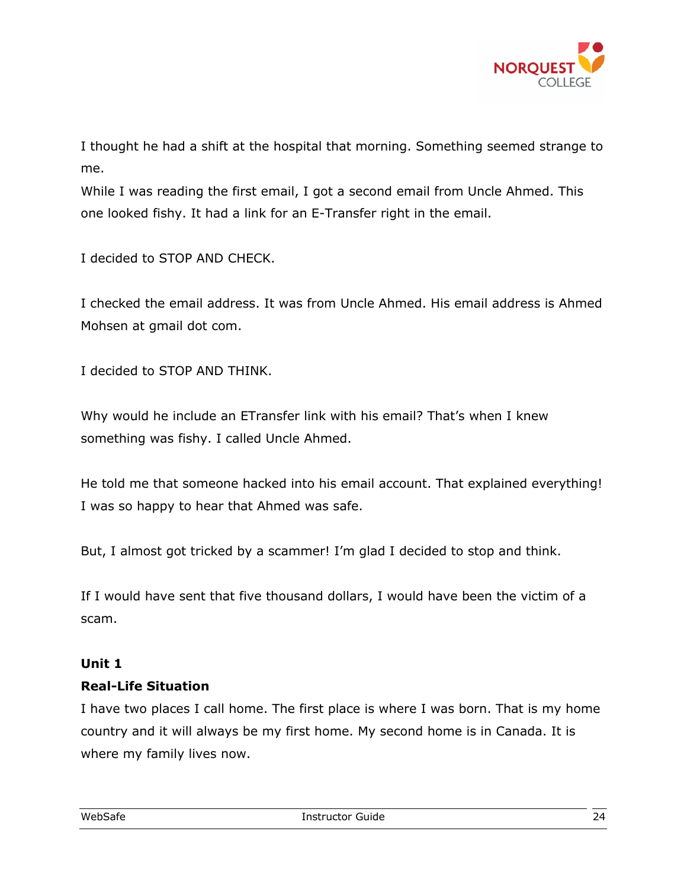I thought he had a shift at the hospital that morning. Something seemed strange to me.

While I was reading the first email, I got a second email from Uncle Ahmed. This one looked fishy. It had a link for an E-Transfer right in the email.

I decided to STOP AND CHECK.

I checked the email address. It was from Uncle Ahmed. His email address is Ahmed Mohsen at gmail dot com.

I decided to STOP AND THINK.

Why would he include an ETransfer link with his email? That's when I knew something was fishy. I called Uncle Ahmed.

He told me that someone hacked into his email account. That explained everything! I was so happy to hear that Ahmed was safe.

But, I almost got tricked by a scammer! I'm glad I decided to stop and think.

If I would have sent that five thousand dollars, I would have been the victim of a scam.

**Unit 1**

**Real-Life Situation**

I have two places I call home. The first place is where I was born. That is my home country and it will always be my first home. My second home is in Canada. It is where my family lives now.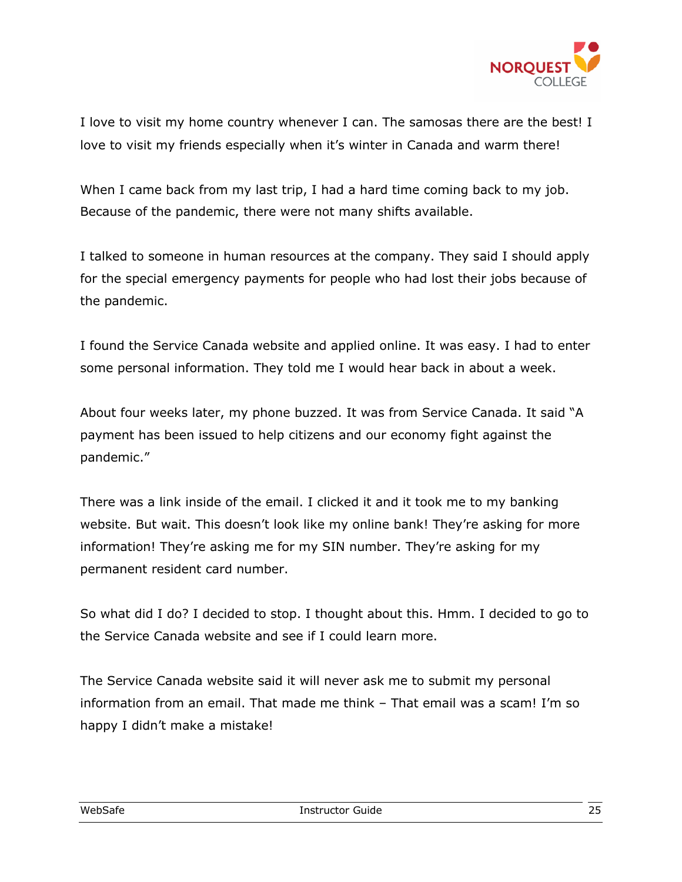I love to visit my home country whenever I can. The samosas there are the best! I love to visit my friends especially when it's winter in Canada and warm there!

When I came back from my last trip, I had a hard time coming back to my job. Because of the pandemic, there were not many shifts available.

I talked to someone in human resources at the company. They said I should apply for the special emergency payments for people who had lost their jobs because of the pandemic.

I found the Service Canada website and applied online. It was easy. I had to enter some personal information. They told me I would hear back in about a week.

About four weeks later, my phone buzzed. It was from Service Canada. It said "A payment has been issued to help citizens and our economy fight against the pandemic."

There was a link inside of the email. I clicked it and it took me to my banking website. But wait. This doesn't look like my online bank! They're asking for more information! They're asking me for my SIN number. They're asking for my permanent resident card number.

So what did I do? I decided to stop. I thought about this. Hmm. I decided to go to the Service Canada website and see if I could learn more.

The Service Canada website said it will never ask me to submit my personal information from an email. That made me think – That email was a scam! I'm so happy I didn't make a mistake!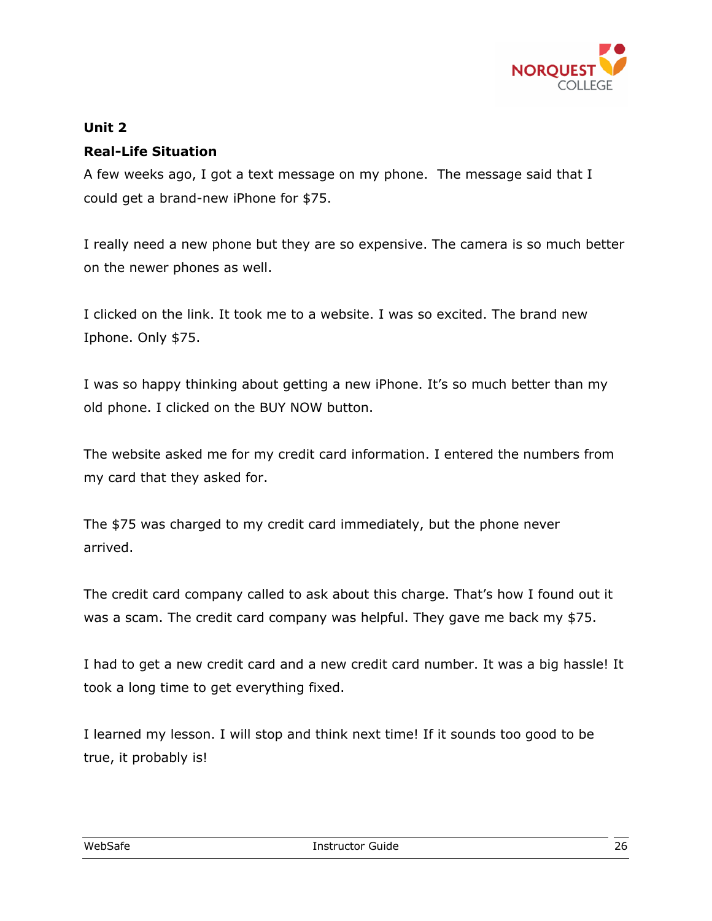**Unit 2**

**Real-Life Situation**

A few weeks ago, I got a text message on my phone. The message said that I could get a brand-new iPhone for $75.

I really need a new phone but they are so expensive. The camera is so much better on the newer phones as well.

I clicked on the link. It took me to a website. I was so excited. The brand new Iphone. Only $75.

I was so happy thinking about getting a new iPhone. It's so much better than my old phone. I clicked on the BUY NOW button.

The website asked me for my credit card information. I entered the numbers from my card that they asked for.

The $75 was charged to my credit card immediately, but the phone never arrived.

The credit card company called to ask about this charge. That's how I found out it was a scam. The credit card company was helpful. They gave me back my $75.

I had to get a new credit card and a new credit card number. It was a big hassle! It took a long time to get everything fixed.

I learned my lesson. I will stop and think next time! If it sounds too good to be true, it probably is!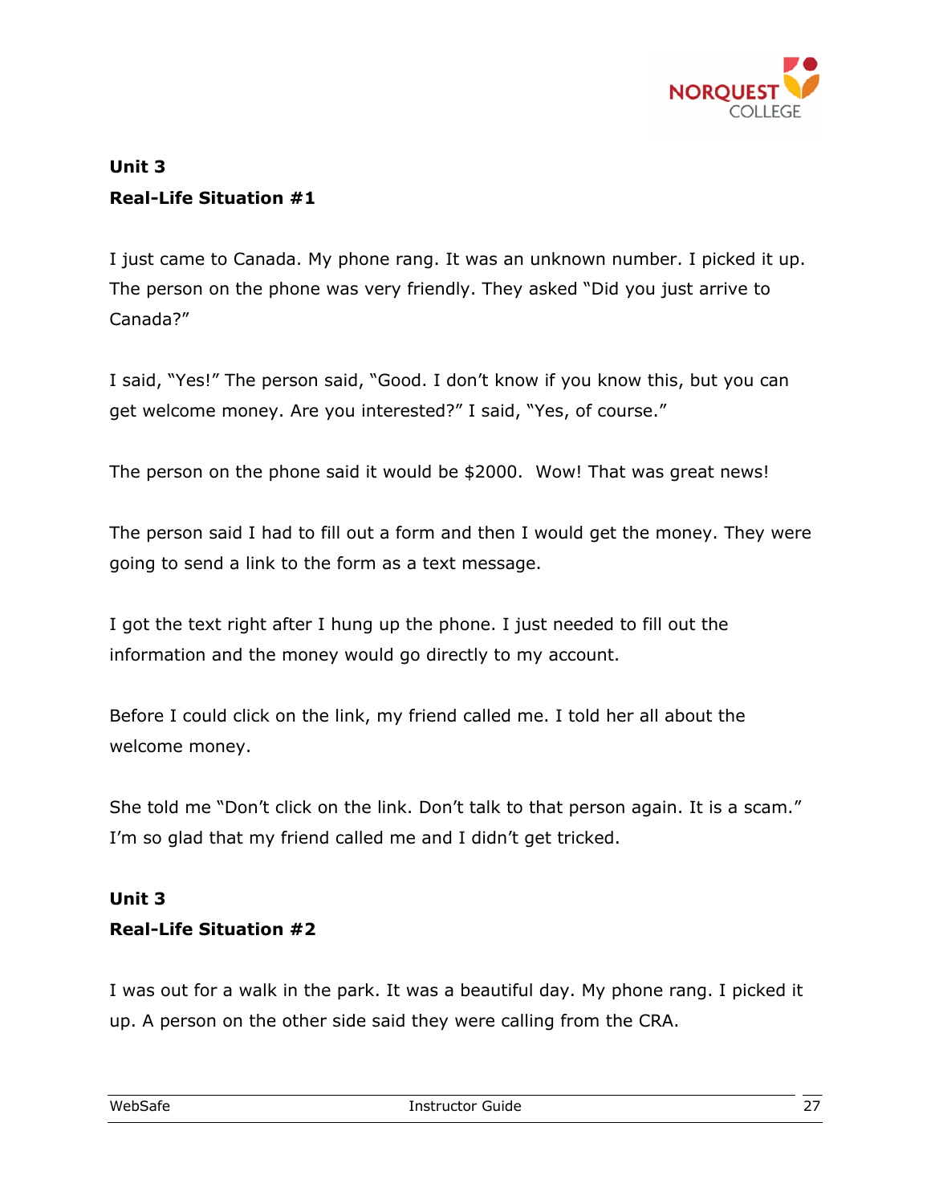**Unit 3**
**Real-Life Situation #1**

I just came to Canada. My phone rang. It was an unknown number. I picked it up. The person on the phone was very friendly. They asked "Did you just arrive to Canada?"

I said, "Yes!" The person said, "Good. I don't know if you know this, but you can get welcome money. Are you interested?" I said, "Yes, of course."

The person on the phone said it would be $2000. Wow! That was great news!

The person said I had to fill out a form and then I would get the money. They were going to send a link to the form as a text message.

I got the text right after I hung up the phone. I just needed to fill out the information and the money would go directly to my account.

Before I could click on the link, my friend called me. I told her all about the welcome money.

She told me "Don't click on the link. Don't talk to that person again. It is a scam." I'm so glad that my friend called me and I didn't get tricked.

**Unit 3**
**Real-Life Situation #2**

I was out for a walk in the park. It was a beautiful day. My phone rang. I picked it up. A person on the other side said they were calling from the CRA.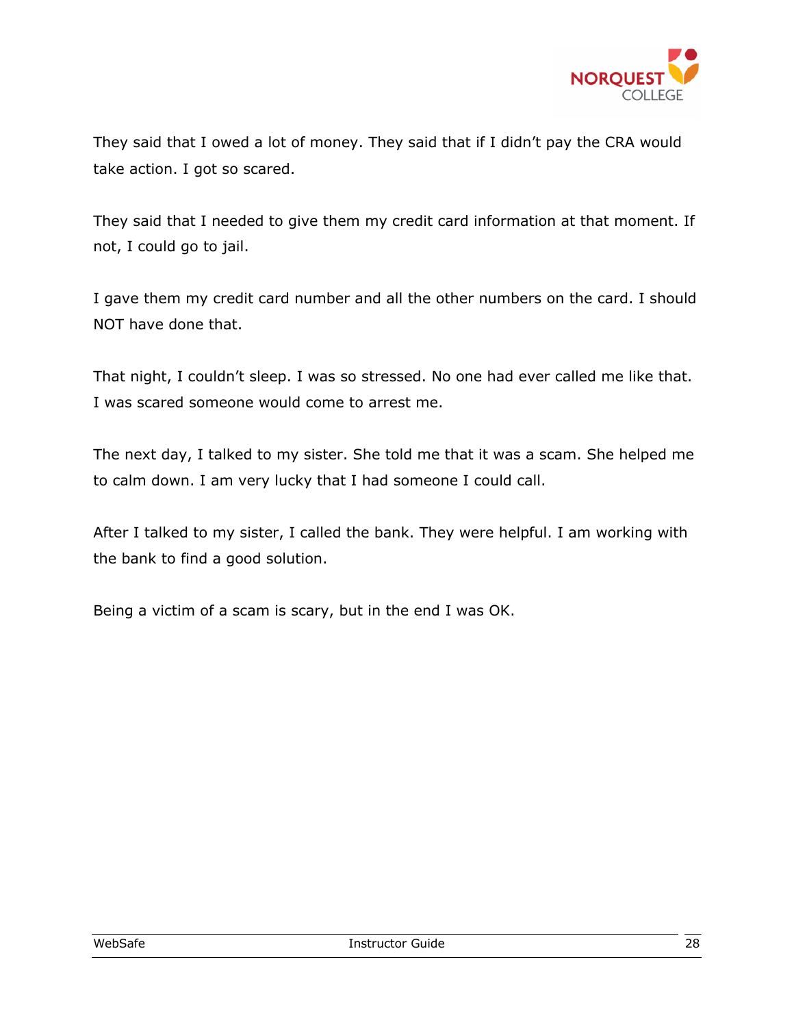They said that I owed a lot of money. They said that if I didn't pay the CRA would take action. I got so scared.

They said that I needed to give them my credit card information at that moment. If not, I could go to jail.

I gave them my credit card number and all the other numbers on the card. I should NOT have done that.

That night, I couldn't sleep. I was so stressed. No one had ever called me like that. I was scared someone would come to arrest me.

The next day, I talked to my sister. She told me that it was a scam. She helped me to calm down. I am very lucky that I had someone I could call.

After I talked to my sister, I called the bank. They were helpful. I am working with the bank to find a good solution.

Being a victim of a scam is scary, but in the end I was OK.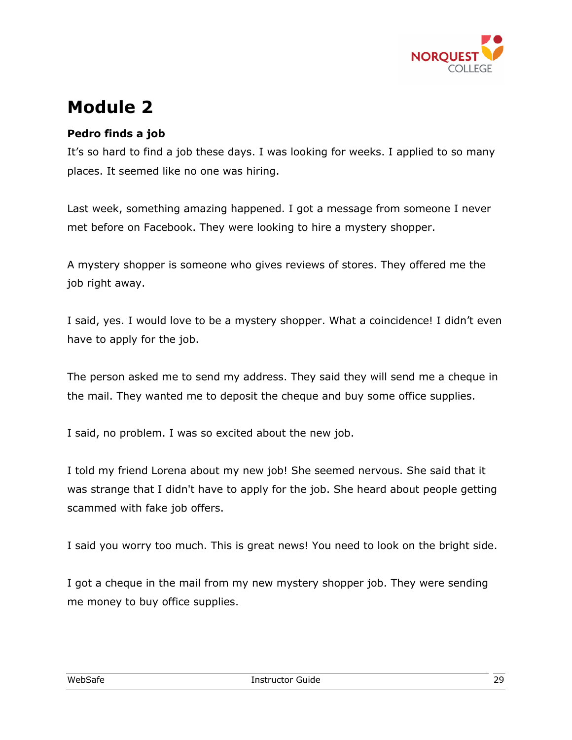# Module 2

**Pedro finds a job**

It’s so hard to find a job these days. I was looking for weeks. I applied to so many places. It seemed like no one was hiring.

Last week, something amazing happened. I got a message from someone I never met before on Facebook. They were looking to hire a mystery shopper.

A mystery shopper is someone who gives reviews of stores. They offered me the job right away.

I said, yes. I would love to be a mystery shopper. What a coincidence! I didn’t even have to apply for the job.

The person asked me to send my address. They said they will send me a cheque in the mail. They wanted me to deposit the cheque and buy some office supplies.

I said, no problem. I was so excited about the new job.

I told my friend Lorena about my new job! She seemed nervous. She said that it was strange that I didn't have to apply for the job. She heard about people getting scammed with fake job offers.

I said you worry too much. This is great news! You need to look on the bright side.

I got a cheque in the mail from my new mystery shopper job. They were sending me money to buy office supplies.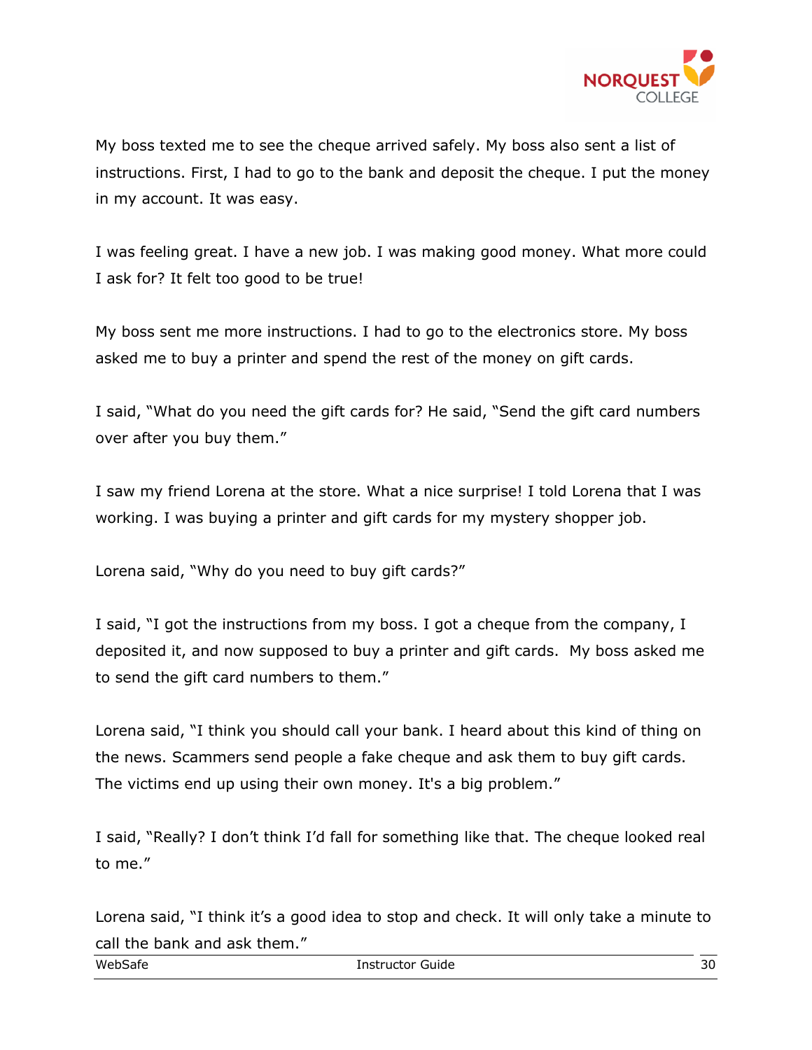My boss texted me to see the cheque arrived safely. My boss also sent a list of instructions. First, I had to go to the bank and deposit the cheque. I put the money in my account. It was easy.

I was feeling great. I have a new job. I was making good money. What more could I ask for? It felt too good to be true!

My boss sent me more instructions. I had to go to the electronics store. My boss asked me to buy a printer and spend the rest of the money on gift cards.

I said, "What do you need the gift cards for? He said, "Send the gift card numbers over after you buy them."

I saw my friend Lorena at the store. What a nice surprise! I told Lorena that I was working. I was buying a printer and gift cards for my mystery shopper job.

Lorena said, "Why do you need to buy gift cards?"

I said, "I got the instructions from my boss. I got a cheque from the company, I deposited it, and now supposed to buy a printer and gift cards. My boss asked me to send the gift card numbers to them."

Lorena said, "I think you should call your bank. I heard about this kind of thing on the news. Scammers send people a fake cheque and ask them to buy gift cards. The victims end up using their own money. It's a big problem."

I said, "Really? I don't think I'd fall for something like that. The cheque looked real to me."

Lorena said, "I think it's a good idea to stop and check. It will only take a minute to call the bank and ask them."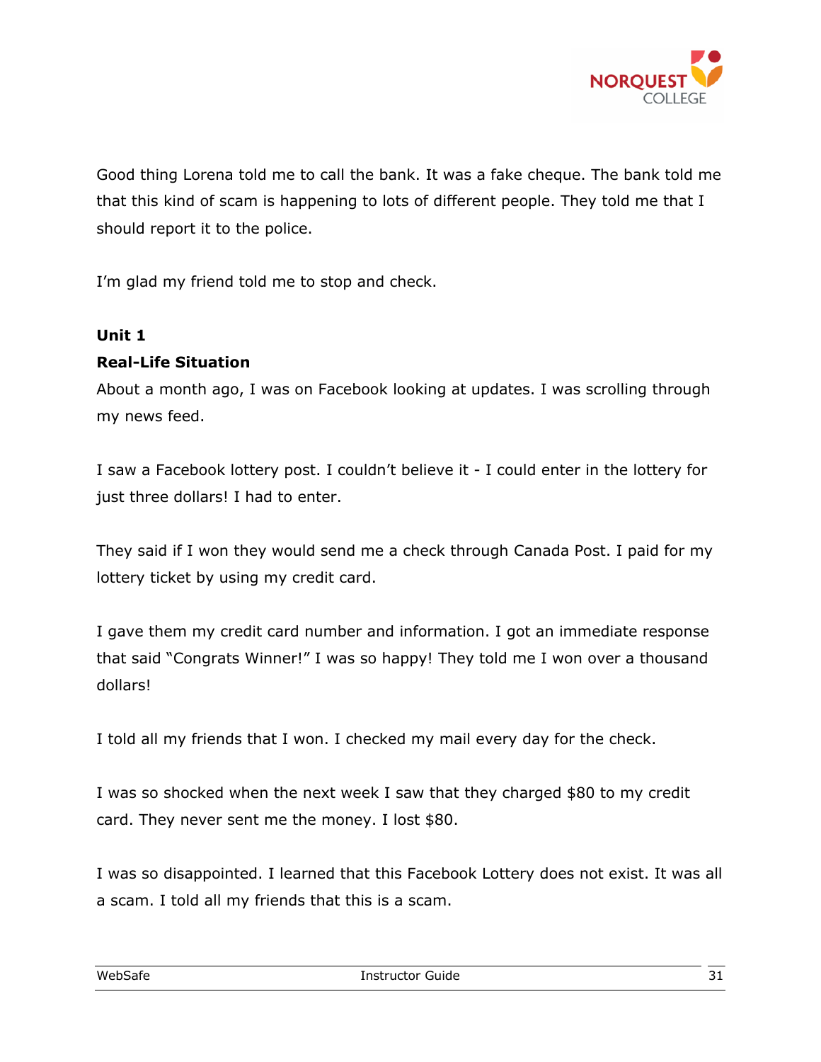Good thing Lorena told me to call the bank. It was a fake cheque. The bank told me that this kind of scam is happening to lots of different people. They told me that I should report it to the police.

I'm glad my friend told me to stop and check.

**Unit 1**

**Real-Life Situation**

About a month ago, I was on Facebook looking at updates. I was scrolling through my news feed.

I saw a Facebook lottery post. I couldn't believe it - I could enter in the lottery for just three dollars! I had to enter.

They said if I won they would send me a check through Canada Post. I paid for my lottery ticket by using my credit card.

I gave them my credit card number and information. I got an immediate response that said "Congrats Winner!" I was so happy! They told me I won over a thousand dollars!

I told all my friends that I won. I checked my mail every day for the check.

I was so shocked when the next week I saw that they charged $80 to my credit card. They never sent me the money. I lost $80.

I was so disappointed. I learned that this Facebook Lottery does not exist. It was all a scam. I told all my friends that this is a scam.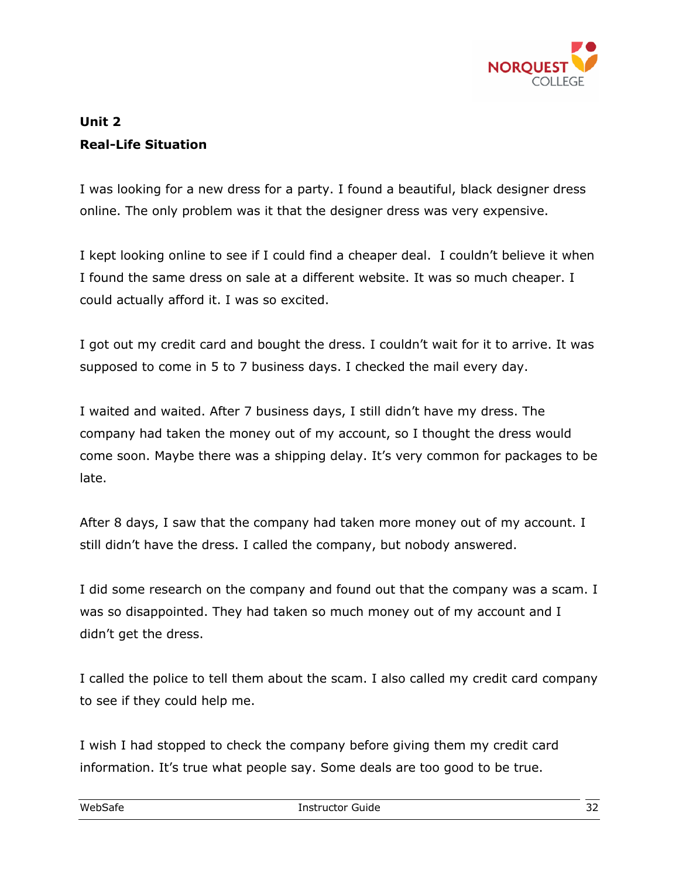**Unit 2**

**Real-Life Situation**

I was looking for a new dress for a party. I found a beautiful, black designer dress online. The only problem was it that the designer dress was very expensive.

I kept looking online to see if I could find a cheaper deal.  I couldn't believe it when I found the same dress on sale at a different website. It was so much cheaper. I could actually afford it. I was so excited.

I got out my credit card and bought the dress. I couldn't wait for it to arrive. It was supposed to come in 5 to 7 business days. I checked the mail every day.

I waited and waited. After 7 business days, I still didn't have my dress. The company had taken the money out of my account, so I thought the dress would come soon. Maybe there was a shipping delay. It's very common for packages to be late.

After 8 days, I saw that the company had taken more money out of my account. I still didn't have the dress. I called the company, but nobody answered.

I did some research on the company and found out that the company was a scam. I was so disappointed. They had taken so much money out of my account and I didn't get the dress.

I called the police to tell them about the scam. I also called my credit card company to see if they could help me.

I wish I had stopped to check the company before giving them my credit card information. It's true what people say. Some deals are too good to be true.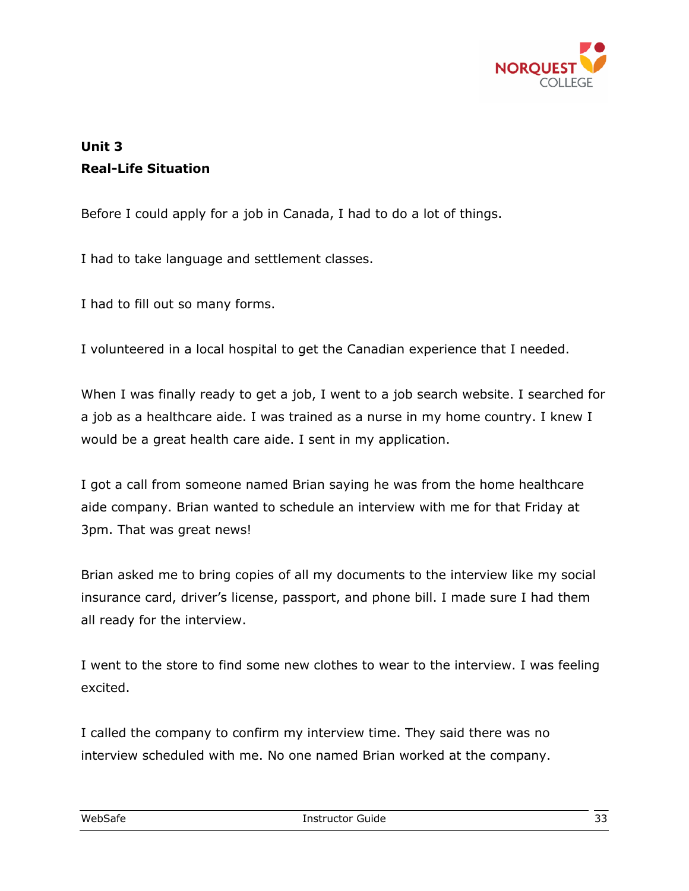**Unit 3**
**Real-Life Situation**

Before I could apply for a job in Canada, I had to do a lot of things.

I had to take language and settlement classes.

I had to fill out so many forms.

I volunteered in a local hospital to get the Canadian experience that I needed.

When I was finally ready to get a job, I went to a job search website. I searched for a job as a healthcare aide. I was trained as a nurse in my home country. I knew I would be a great health care aide. I sent in my application.

I got a call from someone named Brian saying he was from the home healthcare aide company. Brian wanted to schedule an interview with me for that Friday at 3pm. That was great news!

Brian asked me to bring copies of all my documents to the interview like my social insurance card, driver's license, passport, and phone bill. I made sure I had them all ready for the interview.

I went to the store to find some new clothes to wear to the interview. I was feeling excited.

I called the company to confirm my interview time. They said there was no interview scheduled with me. No one named Brian worked at the company.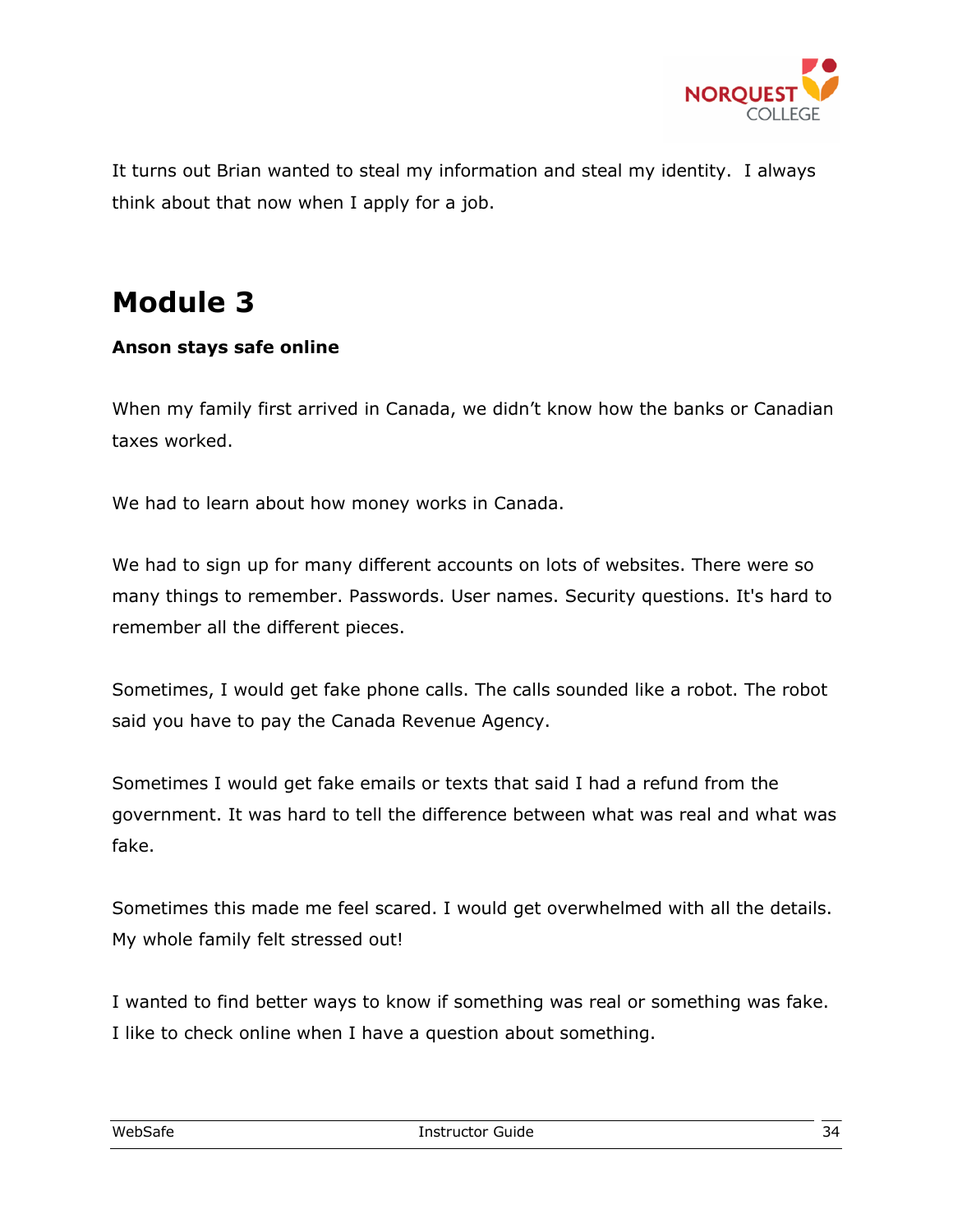It turns out Brian wanted to steal my information and steal my identity. I always think about that now when I apply for a job.

# Module 3

**Anson stays safe online**

When my family first arrived in Canada, we didn't know how the banks or Canadian taxes worked.

We had to learn about how money works in Canada.

We had to sign up for many different accounts on lots of websites. There were so many things to remember. Passwords. User names. Security questions. It's hard to remember all the different pieces.

Sometimes, I would get fake phone calls. The calls sounded like a robot. The robot said you have to pay the Canada Revenue Agency.

Sometimes I would get fake emails or texts that said I had a refund from the government. It was hard to tell the difference between what was real and what was fake.

Sometimes this made me feel scared. I would get overwhelmed with all the details. My whole family felt stressed out!

I wanted to find better ways to know if something was real or something was fake. I like to check online when I have a question about something.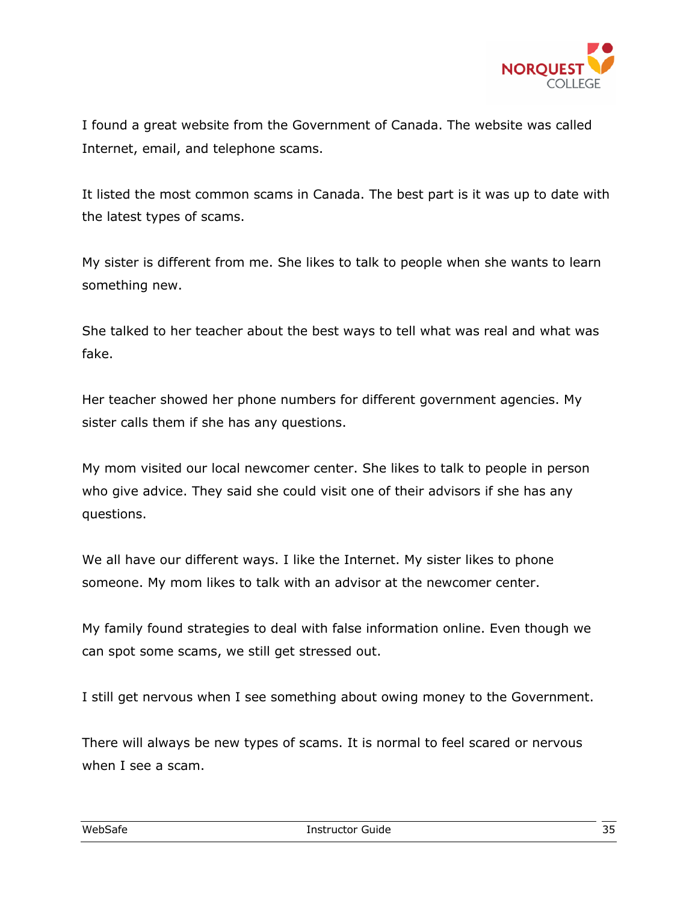I found a great website from the Government of Canada. The website was called Internet, email, and telephone scams.

It listed the most common scams in Canada. The best part is it was up to date with the latest types of scams.

My sister is different from me. She likes to talk to people when she wants to learn something new.

She talked to her teacher about the best ways to tell what was real and what was fake.

Her teacher showed her phone numbers for different government agencies. My sister calls them if she has any questions.

My mom visited our local newcomer center. She likes to talk to people in person who give advice. They said she could visit one of their advisors if she has any questions.

We all have our different ways. I like the Internet. My sister likes to phone someone. My mom likes to talk with an advisor at the newcomer center.

My family found strategies to deal with false information online. Even though we can spot some scams, we still get stressed out.

I still get nervous when I see something about owing money to the Government.

There will always be new types of scams. It is normal to feel scared or nervous when I see a scam.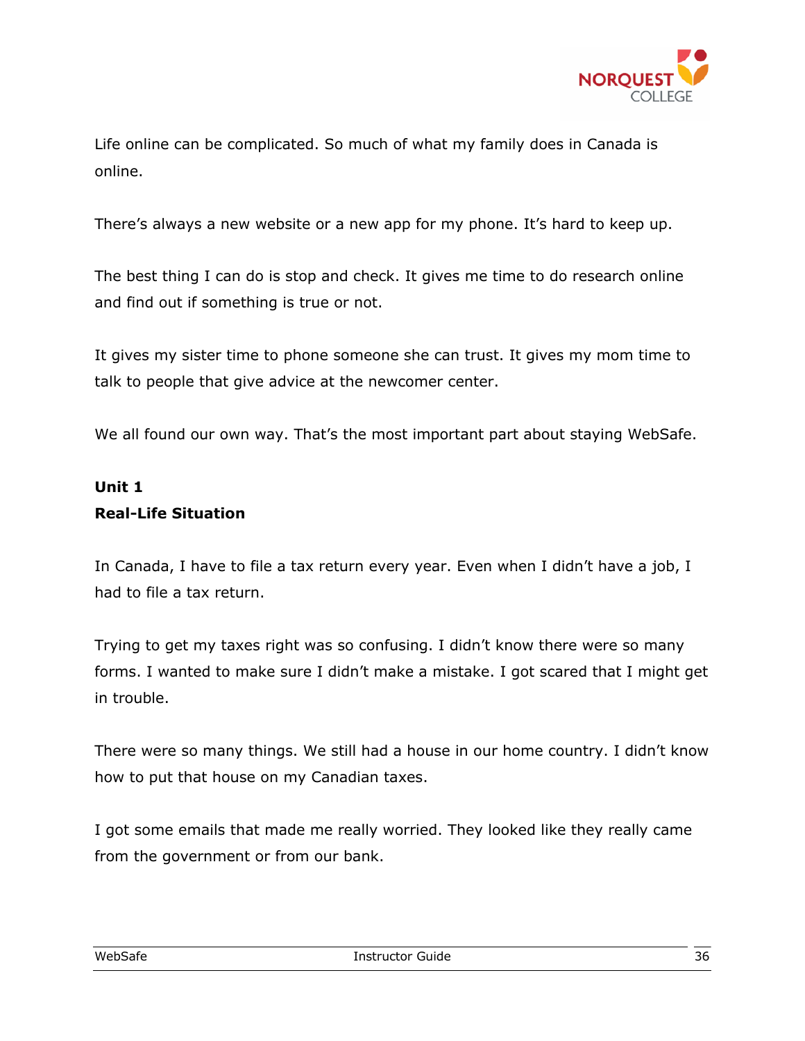Life online can be complicated. So much of what my family does in Canada is online.

There's always a new website or a new app for my phone. It's hard to keep up.

The best thing I can do is stop and check. It gives me time to do research online and find out if something is true or not.

It gives my sister time to phone someone she can trust. It gives my mom time to talk to people that give advice at the newcomer center.

We all found our own way. That's the most important part about staying WebSafe.

**Unit 1**
**Real-Life Situation**

In Canada, I have to file a tax return every year. Even when I didn't have a job, I had to file a tax return.

Trying to get my taxes right was so confusing. I didn't know there were so many forms. I wanted to make sure I didn't make a mistake. I got scared that I might get in trouble.

There were so many things. We still had a house in our home country. I didn't know how to put that house on my Canadian taxes.

I got some emails that made me really worried. They looked like they really came from the government or from our bank.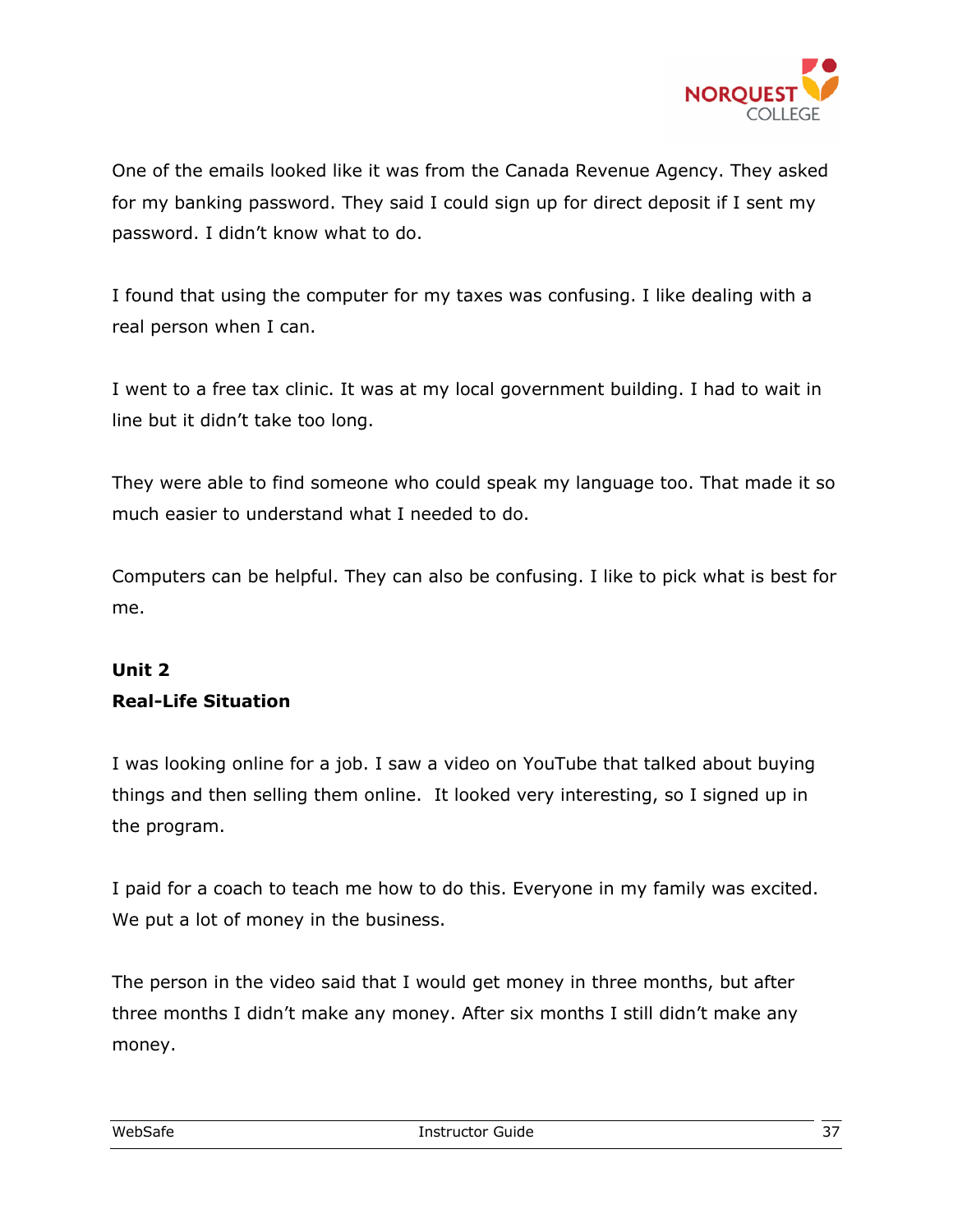One of the emails looked like it was from the Canada Revenue Agency. They asked for my banking password. They said I could sign up for direct deposit if I sent my password. I didn't know what to do.

I found that using the computer for my taxes was confusing. I like dealing with a real person when I can.

I went to a free tax clinic. It was at my local government building. I had to wait in line but it didn't take too long.

They were able to find someone who could speak my language too. That made it so much easier to understand what I needed to do.

Computers can be helpful. They can also be confusing. I like to pick what is best for me.

**Unit 2**
**Real-Life Situation**

I was looking online for a job. I saw a video on YouTube that talked about buying things and then selling them online. It looked very interesting, so I signed up in the program.

I paid for a coach to teach me how to do this. Everyone in my family was excited. We put a lot of money in the business.

The person in the video said that I would get money in three months, but after three months I didn't make any money. After six months I still didn't make any money.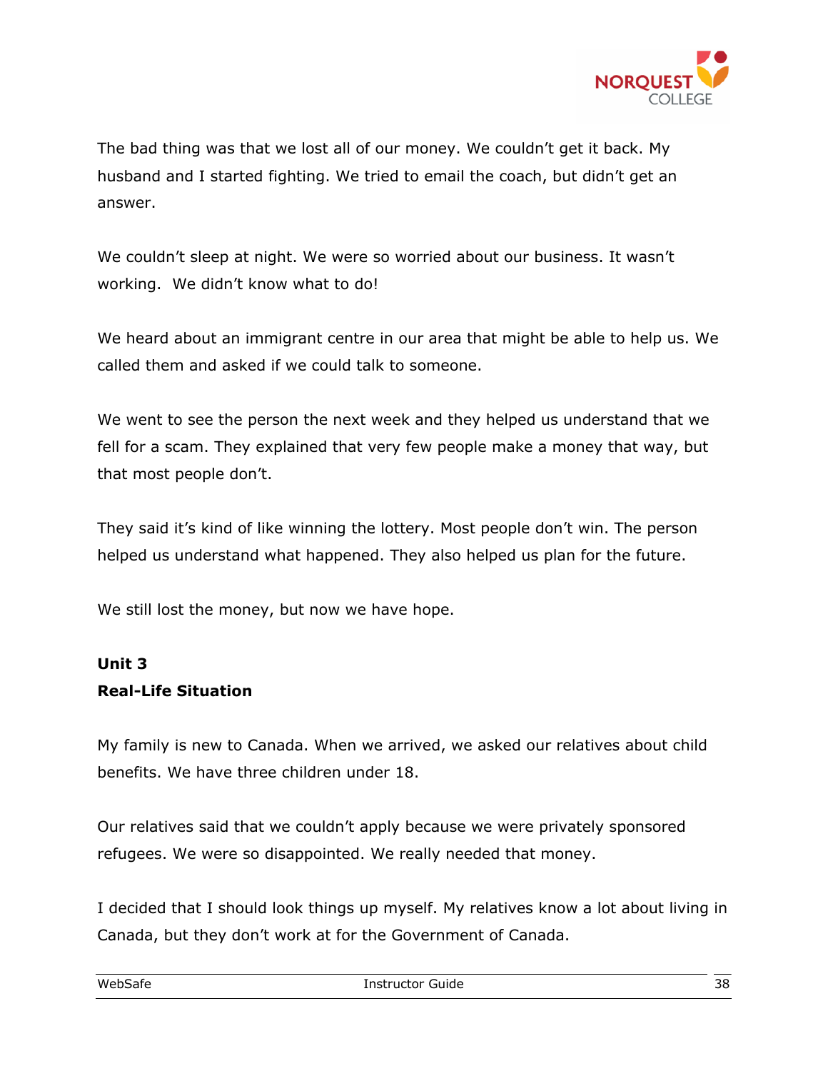The bad thing was that we lost all of our money. We couldn't get it back. My husband and I started fighting. We tried to email the coach, but didn't get an answer.

We couldn't sleep at night. We were so worried about our business. It wasn't working. We didn't know what to do!

We heard about an immigrant centre in our area that might be able to help us. We called them and asked if we could talk to someone.

We went to see the person the next week and they helped us understand that we fell for a scam. They explained that very few people make a money that way, but that most people don't.

They said it's kind of like winning the lottery. Most people don't win. The person helped us understand what happened. They also helped us plan for the future.

We still lost the money, but now we have hope.

**Unit 3**
**Real-Life Situation**

My family is new to Canada. When we arrived, we asked our relatives about child benefits. We have three children under 18.

Our relatives said that we couldn't apply because we were privately sponsored refugees. We were so disappointed. We really needed that money.

I decided that I should look things up myself. My relatives know a lot about living in Canada, but they don't work at for the Government of Canada.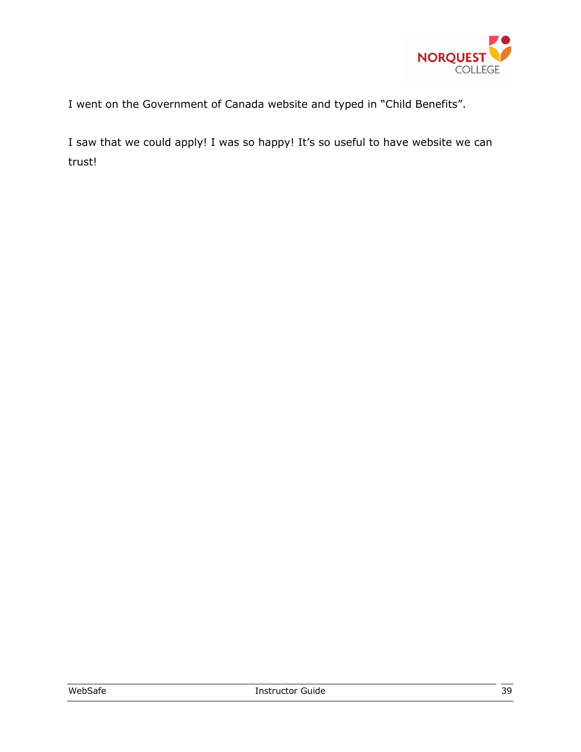I went on the Government of Canada website and typed in "Child Benefits".

I saw that we could apply! I was so happy! It's so useful to have website we can trust!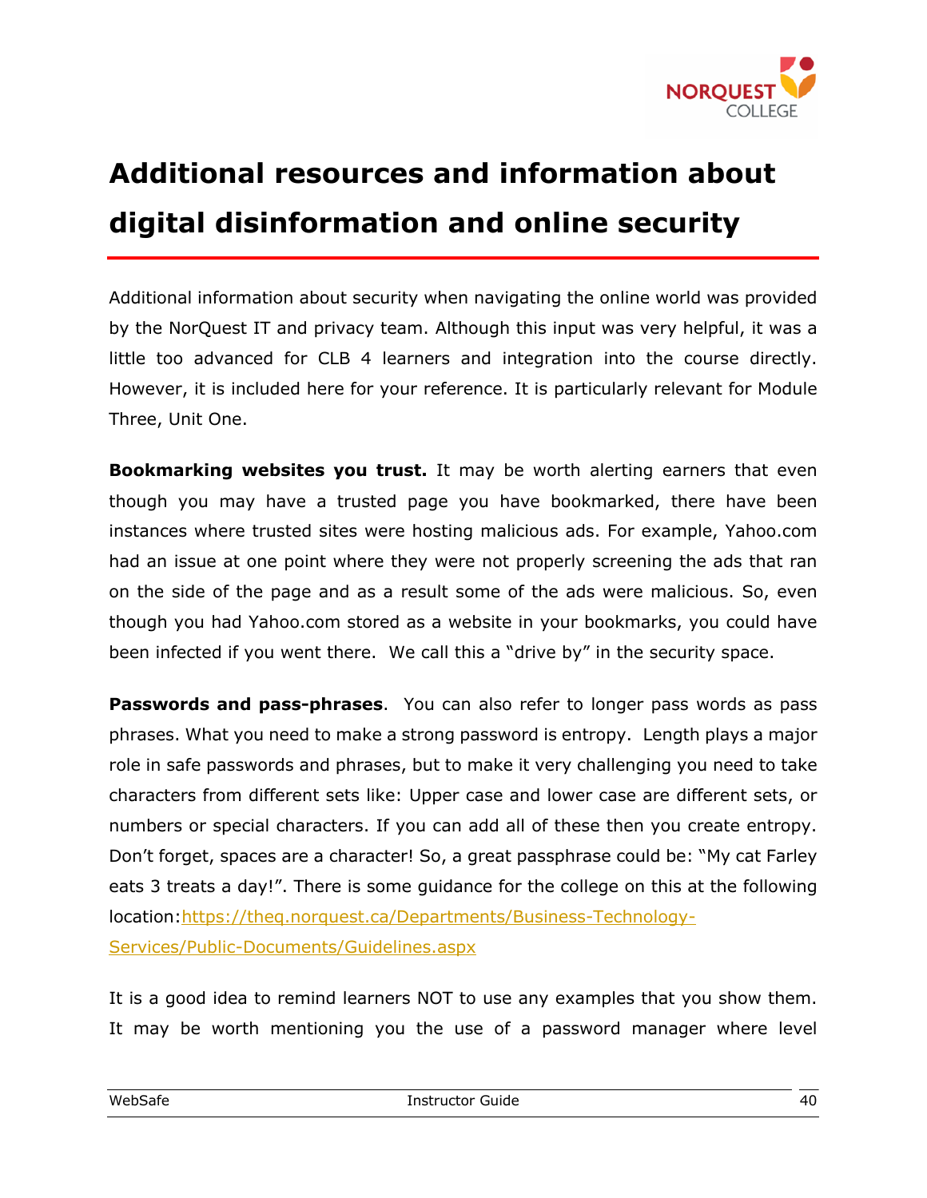# Additional resources and information about digital disinformation and online security

Additional information about security when navigating the online world was provided by the NorQuest IT and privacy team. Although this input was very helpful, it was a little too advanced for CLB 4 learners and integration into the course directly. However, it is included here for your reference. It is particularly relevant for Module Three, Unit One.

**Bookmarking websites you trust.** It may be worth alerting earners that even though you may have a trusted page you have bookmarked, there have been instances where trusted sites were hosting malicious ads. For example, Yahoo.com had an issue at one point where they were not properly screening the ads that ran on the side of the page and as a result some of the ads were malicious. So, even though you had Yahoo.com stored as a website in your bookmarks, you could have been infected if you went there. We call this a "drive by" in the security space.

**Passwords and pass-phrases**. You can also refer to longer pass words as pass phrases. What you need to make a strong password is entropy. Length plays a major role in safe passwords and phrases, but to make it very challenging you need to take characters from different sets like: Upper case and lower case are different sets, or numbers or special characters. If you can add all of these then you create entropy. Don't forget, spaces are a character! So, a great passphrase could be: "My cat Farley eats 3 treats a day!". There is some guidance for the college on this at the following location:[https://theq.norquest.ca/Departments/Business-Technology-Services/Public-Documents/Guidelines.aspx](https://theq.norquest.ca/Departments/Business-Technology-Services/Public-Documents/Guidelines.aspx)

It is a good idea to remind learners NOT to use any examples that you show them. It may be worth mentioning you the use of a password manager where level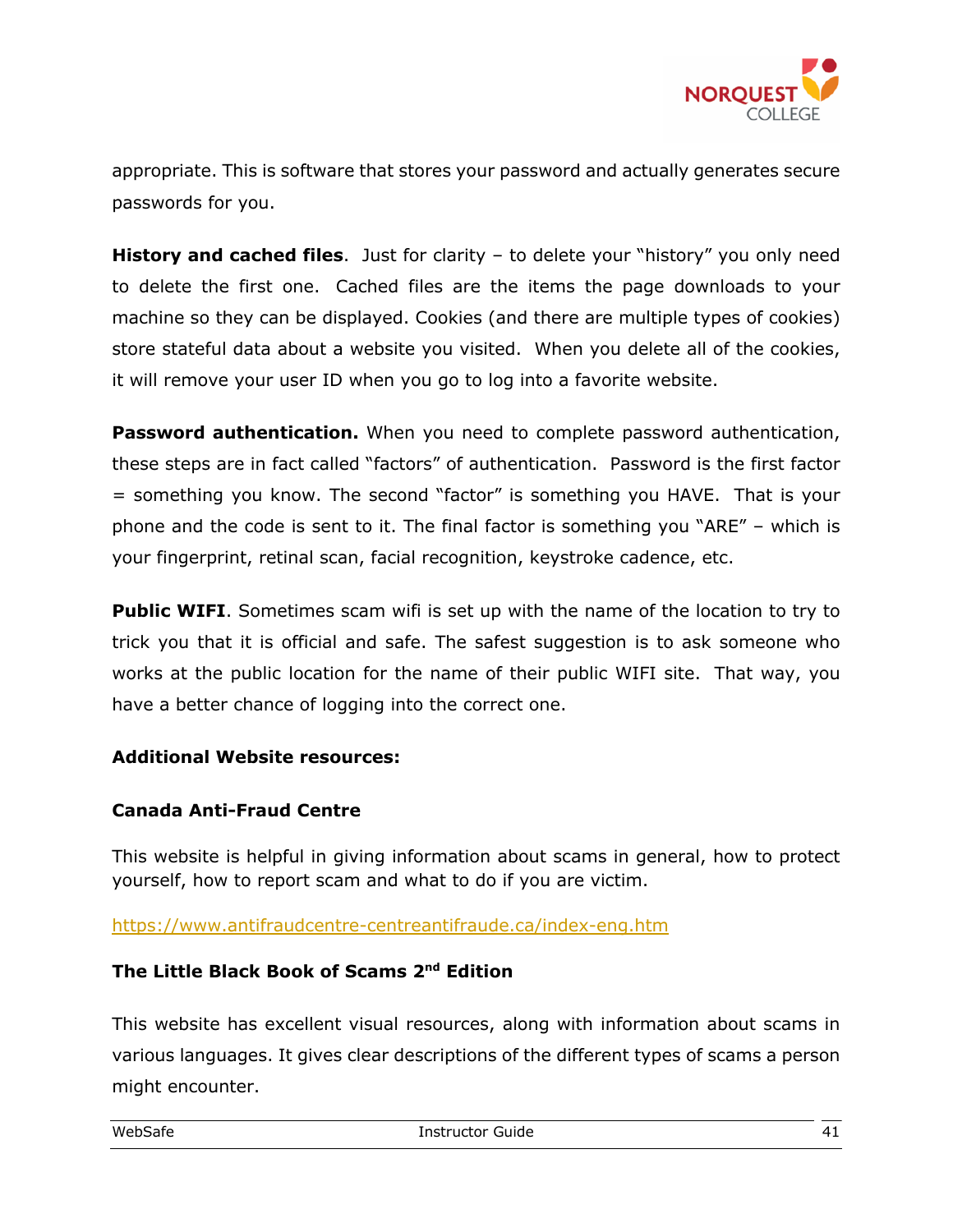appropriate. This is software that stores your password and actually generates secure passwords for you.

**History and cached files**. Just for clarity – to delete your "history" you only need to delete the first one. Cached files are the items the page downloads to your machine so they can be displayed. Cookies (and there are multiple types of cookies) store stateful data about a website you visited. When you delete all of the cookies, it will remove your user ID when you go to log into a favorite website.

**Password authentication.** When you need to complete password authentication, these steps are in fact called "factors" of authentication. Password is the first factor = something you know. The second "factor" is something you HAVE. That is your phone and the code is sent to it. The final factor is something you "ARE" – which is your fingerprint, retinal scan, facial recognition, keystroke cadence, etc.

**Public WIFI**. Sometimes scam wifi is set up with the name of the location to try to trick you that it is official and safe. The safest suggestion is to ask someone who works at the public location for the name of their public WIFI site. That way, you have a better chance of logging into the correct one.

**Additional Website resources:**

**Canada Anti-Fraud Centre**

This website is helpful in giving information about scams in general, how to protect yourself, how to report scam and what to do if you are victim.

https://www.antifraudcentre-centreantifraude.ca/index-eng.htm

**The Little Black Book of Scams 2nd Edition**

This website has excellent visual resources, along with information about scams in various languages. It gives clear descriptions of the different types of scams a person might encounter.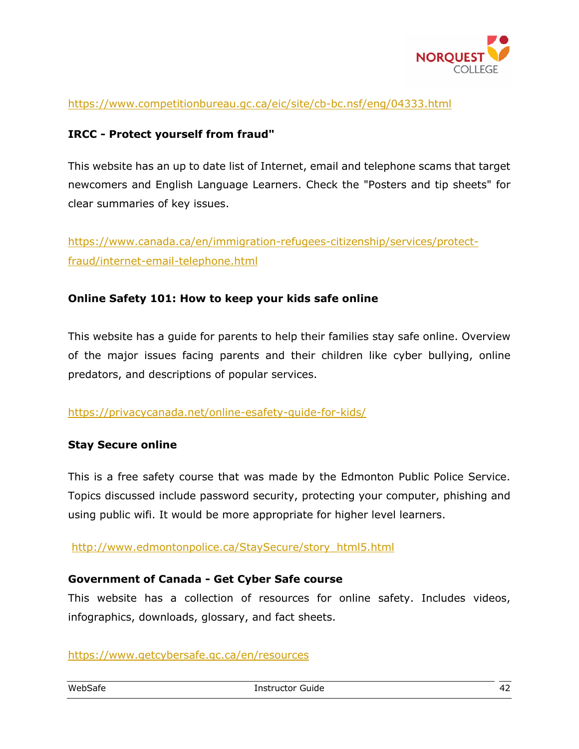https://www.competitionbureau.gc.ca/eic/site/cb-bc.nsf/eng/04333.html

**IRCC - Protect yourself from fraud"**

This website has an up to date list of Internet, email and telephone scams that target newcomers and English Language Learners. Check the "Posters and tip sheets" for clear summaries of key issues.

https://www.canada.ca/en/immigration-refugees-citizenship/services/protect-fraud/internet-email-telephone.html

**Online Safety 101: How to keep your kids safe online**

This website has a guide for parents to help their families stay safe online. Overview of the major issues facing parents and their children like cyber bullying, online predators, and descriptions of popular services.

https://privacycanada.net/online-esafety-guide-for-kids/

**Stay Secure online**

This is a free safety course that was made by the Edmonton Public Police Service. Topics discussed include password security, protecting your computer, phishing and using public wifi. It would be more appropriate for higher level learners.

http://www.edmontonpolice.ca/StaySecure/story_html5.html

**Government of Canada - Get Cyber Safe course**

This website has a collection of resources for online safety. Includes videos, infographics, downloads, glossary, and fact sheets.

https://www.getcybersafe.gc.ca/en/resources